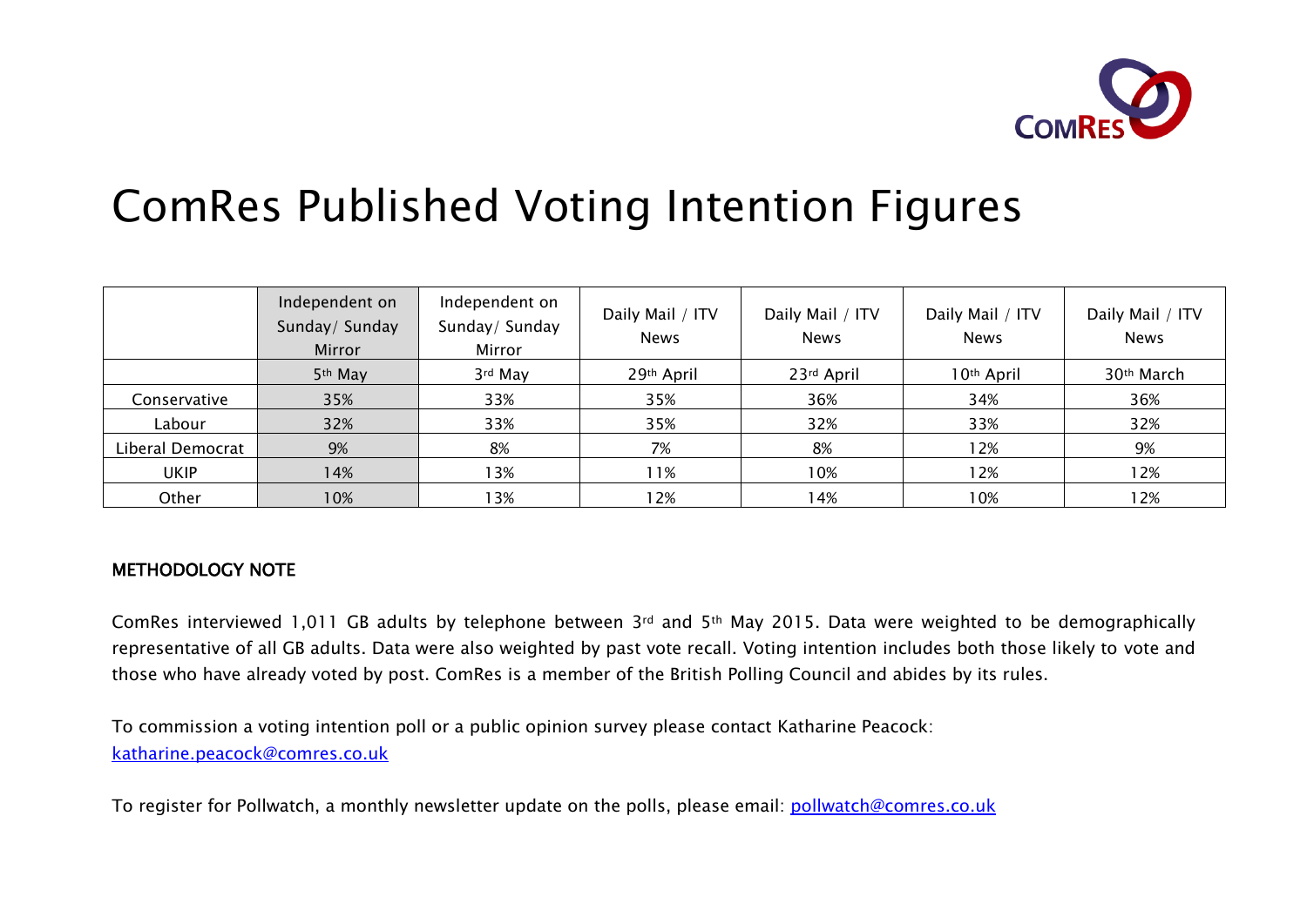# ComRes Published Voting Intention Figures

| | Independent on Sunday/ Sunday Mirror | Independent on Sunday/ Sunday Mirror | Daily Mail / ITV News | Daily Mail / ITV News | Daily Mail / ITV News | Daily Mail / ITV News |
|---|---|---|---|---|---|---|
| | 5th May | 3rd May | 29th April | 23rd April | 10th April | 30th March |
| Conservative | 35% | 33% | 35% | 36% | 34% | 36% |
| Labour | 32% | 33% | 35% | 32% | 33% | 32% |
| Liberal Democrat | 9% | 8% | 7% | 8% | 12% | 9% |
| UKIP | 14% | 13% | 11% | 10% | 12% | 12% |
| Other | 10% | 13% | 12% | 14% | 10% | 12% |

**METHODOLOGY NOTE**

ComRes interviewed 1,011 GB adults by telephone between 3rd and 5th May 2015. Data were weighted to be demographically representative of all GB adults. Data were also weighted by past vote recall. Voting intention includes both those likely to vote and those who have already voted by post. ComRes is a member of the British Polling Council and abides by its rules.

To commission a voting intention poll or a public opinion survey please contact Katharine Peacock: katharine.peacock@comres.co.uk

To register for Pollwatch, a monthly newsletter update on the polls, please email: pollwatch@comres.co.uk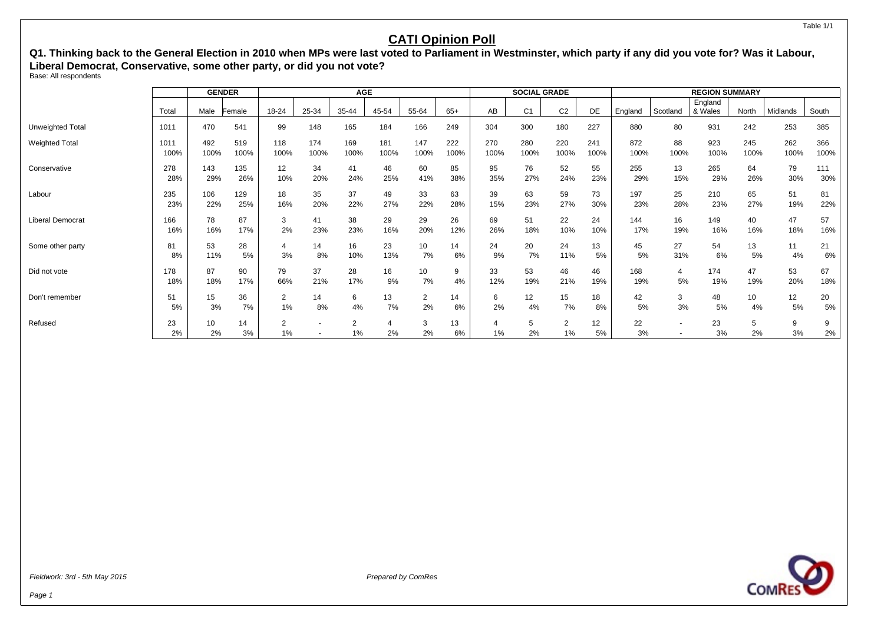Table 1/1

# CATI Opinion Poll

**Q1. Thinking back to the General Election in 2010 when MPs were last voted to Parliament in Westminster, which party if any did you vote for? Was it Labour, Liberal Democrat, Conservative, some other party, or did you not vote?**

Base: All respondents

| | | GENDER | | AGE | | | | | | SOCIAL GRADE | | | | REGION SUMMARY | | | | | |
|---|---|---|---|---|---|---|---|---|---|---|---|---|---|---|---|---|---|---|---|
| | Total | Male | Female | 18-24 | 25-34 | 35-44 | 45-54 | 55-64 | 65+ | AB | C1 | C2 | DE | England | Scotland | England & Wales | North | Midlands | South |
| Unweighted Total | 1011 | 470 | 541 | 99 | 148 | 165 | 184 | 166 | 249 | 304 | 300 | 180 | 227 | 880 | 80 | 931 | 242 | 253 | 385 |
| Weighted Total | 1011 | 492 | 519 | 118 | 174 | 169 | 181 | 147 | 222 | 270 | 280 | 220 | 241 | 872 | 88 | 923 | 245 | 262 | 366 |
| | 100% | 100% | 100% | 100% | 100% | 100% | 100% | 100% | 100% | 100% | 100% | 100% | 100% | 100% | 100% | 100% | 100% | 100% | 100% |
| Conservative | 278 | 143 | 135 | 12 | 34 | 41 | 46 | 60 | 85 | 95 | 76 | 52 | 55 | 255 | 13 | 265 | 64 | 79 | 111 |
| | 28% | 29% | 26% | 10% | 20% | 24% | 25% | 41% | 38% | 35% | 27% | 24% | 23% | 29% | 15% | 29% | 26% | 30% | 30% |
| Labour | 235 | 106 | 129 | 18 | 35 | 37 | 49 | 33 | 63 | 39 | 63 | 59 | 73 | 197 | 25 | 210 | 65 | 51 | 81 |
| | 23% | 22% | 25% | 16% | 20% | 22% | 27% | 22% | 28% | 15% | 23% | 27% | 30% | 23% | 28% | 23% | 27% | 19% | 22% |
| Liberal Democrat | 166 | 78 | 87 | 3 | 41 | 38 | 29 | 29 | 26 | 69 | 51 | 22 | 24 | 144 | 16 | 149 | 40 | 47 | 57 |
| | 16% | 16% | 17% | 2% | 23% | 23% | 16% | 20% | 12% | 26% | 18% | 10% | 10% | 17% | 19% | 16% | 16% | 18% | 16% |
| Some other party | 81 | 53 | 28 | 4 | 14 | 16 | 23 | 10 | 14 | 24 | 20 | 24 | 13 | 45 | 27 | 54 | 13 | 11 | 21 |
| | 8% | 11% | 5% | 3% | 8% | 10% | 13% | 7% | 6% | 9% | 7% | 11% | 5% | 5% | 31% | 6% | 5% | 4% | 6% |
| Did not vote | 178 | 87 | 90 | 79 | 37 | 28 | 16 | 10 | 9 | 33 | 53 | 46 | 46 | 168 | 4 | 174 | 47 | 53 | 67 |
| | 18% | 18% | 17% | 66% | 21% | 17% | 9% | 7% | 4% | 12% | 19% | 21% | 19% | 19% | 5% | 19% | 19% | 20% | 18% |
| Don't remember | 51 | 15 | 36 | 2 | 14 | 6 | 13 | 2 | 14 | 6 | 12 | 15 | 18 | 42 | 3 | 48 | 10 | 12 | 20 |
| | 5% | 3% | 7% | 1% | 8% | 4% | 7% | 2% | 6% | 2% | 4% | 7% | 8% | 5% | 3% | 5% | 4% | 5% | 5% |
| Refused | 23 | 10 | 14 | 2 | - | 2 | 4 | 3 | 13 | 4 | 5 | 2 | 12 | 22 | - | 23 | 5 | 9 | 9 |
| | 2% | 2% | 3% | 1% | - | 1% | 2% | 2% | 6% | 1% | 2% | 1% | 5% | 3% | - | 3% | 2% | 3% | 2% |

*Fieldwork: 3rd - 5th May 2015*

*Prepared by ComRes*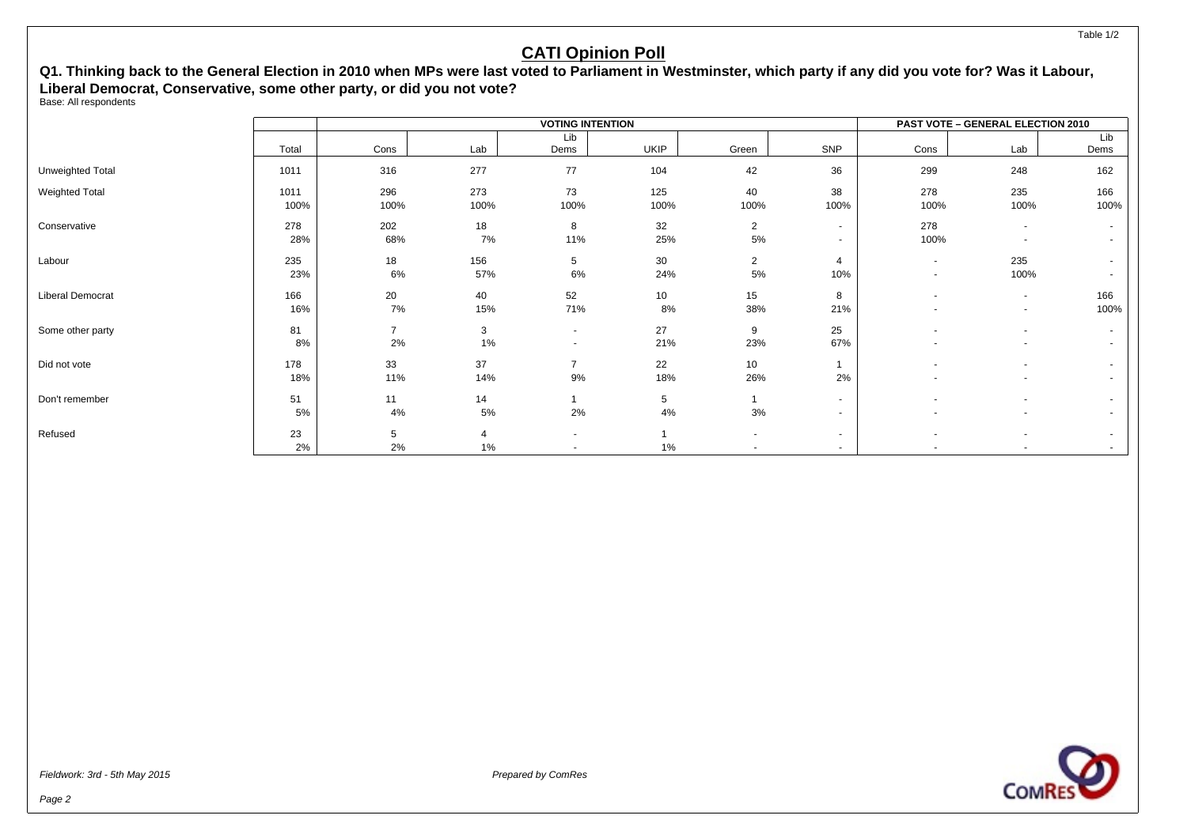## CATI Opinion Poll

**Q1. Thinking back to the General Election in 2010 when MPs were last voted to Parliament in Westminster, which party if any did you vote for? Was it Labour, Liberal Democrat, Conservative, some other party, or did you not vote?**

Base: All respondents

| | | VOTING INTENTION | | | | | | PAST VOTE – GENERAL ELECTION 2010 | | |
|---|---|---|---|---|---|---|---|---|---|---|
| | Total | Cons | Lab | Lib Dems | UKIP | Green | SNP | Cons | Lab | Lib Dems |
| Unweighted Total | 1011 | 316 | 277 | 77 | 104 | 42 | 36 | 299 | 248 | 162 |
| Weighted Total | 1011<br>100% | 296<br>100% | 273<br>100% | 73<br>100% | 125<br>100% | 40<br>100% | 38<br>100% | 278<br>100% | 235<br>100% | 166<br>100% |
| Conservative | 278<br>28% | 202<br>68% | 18<br>7% | 8<br>11% | 32<br>25% | 2<br>5% | -<br>- | 278<br>100% | -<br>- | -<br>- |
| Labour | 235<br>23% | 18<br>6% | 156<br>57% | 5<br>6% | 30<br>24% | 2<br>5% | 4<br>10% | -<br>- | 235<br>100% | -<br>- |
| Liberal Democrat | 166<br>16% | 20<br>7% | 40<br>15% | 52<br>71% | 10<br>8% | 15<br>38% | 8<br>21% | -<br>- | -<br>- | 166<br>100% |
| Some other party | 81<br>8% | 7<br>2% | 3<br>1% | -<br>- | 27<br>21% | 9<br>23% | 25<br>67% | -<br>- | -<br>- | -<br>- |
| Did not vote | 178<br>18% | 33<br>11% | 37<br>14% | 7<br>9% | 22<br>18% | 10<br>26% | 1<br>2% | -<br>- | -<br>- | -<br>- |
| Don't remember | 51<br>5% | 11<br>4% | 14<br>5% | 1<br>2% | 5<br>4% | 1<br>3% | -<br>- | -<br>- | -<br>- | -<br>- |
| Refused | 23<br>2% | 5<br>2% | 4<br>1% | -<br>- | 1<br>1% | -<br>- | -<br>- | -<br>- | -<br>- | -<br>- |

*Fieldwork: 3rd - 5th May 2015*

*Prepared by ComRes*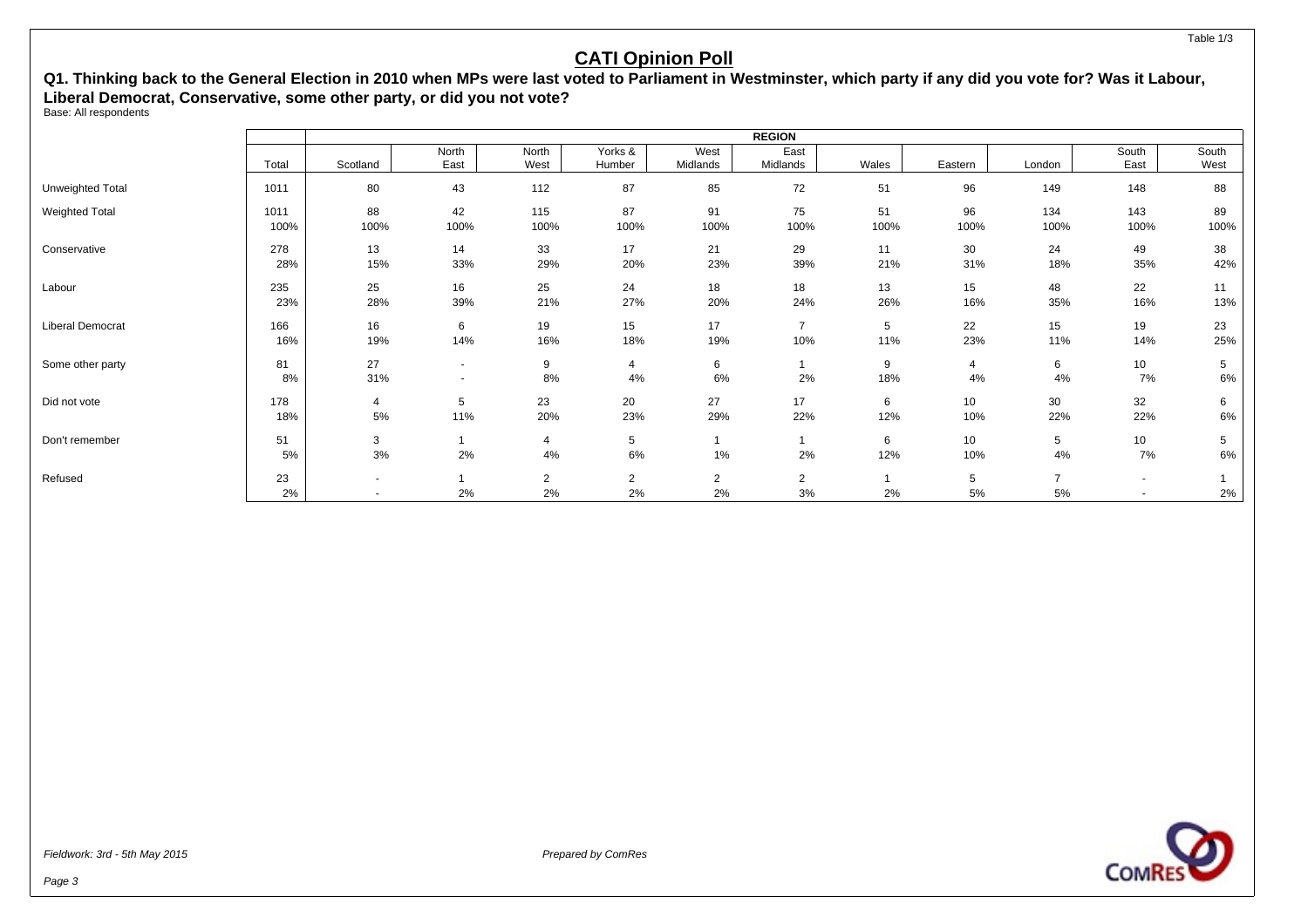Table 1/3

# CATI Opinion Poll

**Q1. Thinking back to the General Election in 2010 when MPs were last voted to Parliament in Westminster, which party if any did you vote for? Was it Labour, Liberal Democrat, Conservative, some other party, or did you not vote?**

Base: All respondents

| | | REGION | | | | | | | | | | |
|---|---|---|---|---|---|---|---|---|---|---|---|---|
| | Total | Scotland | North East | North West | Yorks & Humber | West Midlands | East Midlands | Wales | Eastern | London | South East | South West |
| Unweighted Total | 1011 | 80 | 43 | 112 | 87 | 85 | 72 | 51 | 96 | 149 | 148 | 88 |
| Weighted Total | 1011 | 88 | 42 | 115 | 87 | 91 | 75 | 51 | 96 | 134 | 143 | 89 |
| | 100% | 100% | 100% | 100% | 100% | 100% | 100% | 100% | 100% | 100% | 100% | 100% |
| Conservative | 278 | 13 | 14 | 33 | 17 | 21 | 29 | 11 | 30 | 24 | 49 | 38 |
| | 28% | 15% | 33% | 29% | 20% | 23% | 39% | 21% | 31% | 18% | 35% | 42% |
| Labour | 235 | 25 | 16 | 25 | 24 | 18 | 18 | 13 | 15 | 48 | 22 | 11 |
| | 23% | 28% | 39% | 21% | 27% | 20% | 24% | 26% | 16% | 35% | 16% | 13% |
| Liberal Democrat | 166 | 16 | 6 | 19 | 15 | 17 | 7 | 5 | 22 | 15 | 19 | 23 |
| | 16% | 19% | 14% | 16% | 18% | 19% | 10% | 11% | 23% | 11% | 14% | 25% |
| Some other party | 81 | 27 | - | 9 | 4 | 6 | 1 | 9 | 4 | 6 | 10 | 5 |
| | 8% | 31% | - | 8% | 4% | 6% | 2% | 18% | 4% | 4% | 7% | 6% |
| Did not vote | 178 | 4 | 5 | 23 | 20 | 27 | 17 | 6 | 10 | 30 | 32 | 6 |
| | 18% | 5% | 11% | 20% | 23% | 29% | 22% | 12% | 10% | 22% | 22% | 6% |
| Don't remember | 51 | 3 | 1 | 4 | 5 | 1 | 1 | 6 | 10 | 5 | 10 | 5 |
| | 5% | 3% | 2% | 4% | 6% | 1% | 2% | 12% | 10% | 4% | 7% | 6% |
| Refused | 23 | - | 1 | 2 | 2 | 2 | 2 | 1 | 5 | 7 | - | 1 |
| | 2% | - | 2% | 2% | 2% | 2% | 3% | 2% | 5% | 5% | - | 2% |

*Fieldwork: 3rd - 5th May 2015*

*Prepared by ComRes*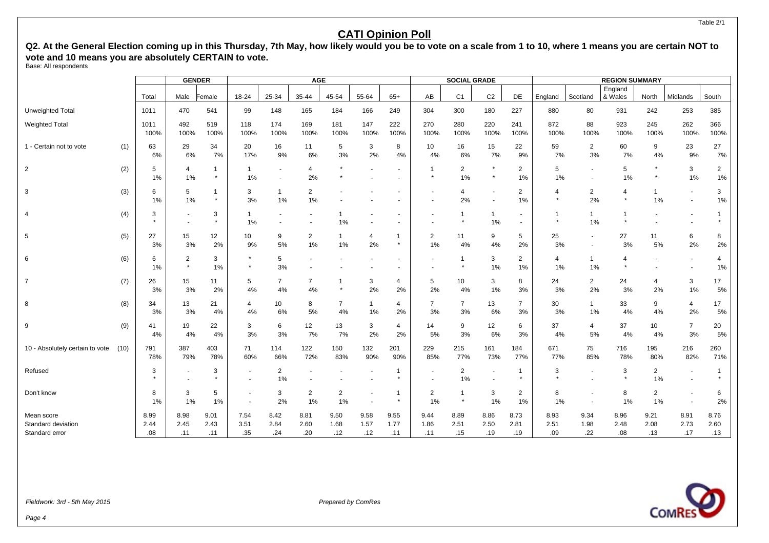Table 2/1

# CATI Opinion Poll

**Q2. At the General Election coming up in this Thursday, 7th May, how likely would you be to vote on a scale from 1 to 10, where 1 means you are certain NOT to vote and 10 means you are absolutely CERTAIN to vote.**

Base: All respondents

| | | | GENDER | | AGE | | | | | | SOCIAL GRADE | | | | REGION SUMMARY | | | | | |
|---|---|---|---|---|---|---|---|---|---|---|---|---|---|---|---|---|---|---|---|---|
| | | Total | Male | Female | 18-24 | 25-34 | 35-44 | 45-54 | 55-64 | 65+ | AB | C1 | C2 | DE | England | Scotland | England & Wales | North | Midlands | South |
| Unweighted Total | | 1011 | 470 | 541 | 99 | 148 | 165 | 184 | 166 | 249 | 304 | 300 | 180 | 227 | 880 | 80 | 931 | 242 | 253 | 385 |
| Weighted Total | | 1011 | 492 | 519 | 118 | 174 | 169 | 181 | 147 | 222 | 270 | 280 | 220 | 241 | 872 | 88 | 923 | 245 | 262 | 366 |
| | | 100% | 100% | 100% | 100% | 100% | 100% | 100% | 100% | 100% | 100% | 100% | 100% | 100% | 100% | 100% | 100% | 100% | 100% | 100% |
| 1 - Certain not to vote | (1) | 63 | 29 | 34 | 20 | 16 | 11 | 5 | 3 | 8 | 10 | 16 | 15 | 22 | 59 | 2 | 60 | 9 | 23 | 27 |
| | | 6% | 6% | 7% | 17% | 9% | 6% | 3% | 2% | 4% | 4% | 6% | 7% | 9% | 7% | 3% | 7% | 4% | 9% | 7% |
| 2 | (2) | 5 | 4 | 1 | 1 | - | 4 | * | - | - | 1 | 2 | * | 2 | 5 | - | 5 | * | 3 | 2 |
| | | 1% | 1% | * | 1% | - | 2% | * | - | - | * | 1% | * | 1% | 1% | - | 1% | * | 1% | 1% |
| 3 | (3) | 6 | 5 | 1 | 3 | 1 | 2 | - | - | - | - | 4 | - | 2 | 4 | 2 | 4 | 1 | - | 3 |
| | | 1% | 1% | * | 3% | 1% | 1% | - | - | - | - | 2% | - | 1% | * | 2% | * | 1% | - | 1% |
| 4 | (4) | 3 | - | 3 | 1 | - | - | 1 | - | - | - | 1 | 1 | - | 1 | 1 | 1 | - | - | 1 |
| | | * | - | * | 1% | - | - | 1% | - | - | - | * | 1% | - | * | 1% | * | - | - | * |
| 5 | (5) | 27 | 15 | 12 | 10 | 9 | 2 | 1 | 4 | 1 | 2 | 11 | 9 | 5 | 25 | - | 27 | 11 | 6 | 8 |
| | | 3% | 3% | 2% | 9% | 5% | 1% | 1% | 2% | * | 1% | 4% | 4% | 2% | 3% | - | 3% | 5% | 2% | 2% |
| 6 | (6) | 6 | 2 | 3 | * | 5 | - | - | - | - | - | 1 | 3 | 2 | 4 | 1 | 4 | - | - | 4 |
| | | 1% | * | 1% | * | 3% | - | - | - | - | - | * | 1% | 1% | 1% | 1% | * | - | - | 1% |
| 7 | (7) | 26 | 15 | 11 | 5 | 7 | 7 | 1 | 3 | 4 | 5 | 10 | 3 | 8 | 24 | 2 | 24 | 4 | 3 | 17 |
| | | 3% | 3% | 2% | 4% | 4% | 4% | * | 2% | 2% | 2% | 4% | 1% | 3% | 3% | 2% | 3% | 2% | 1% | 5% |
| 8 | (8) | 34 | 13 | 21 | 4 | 10 | 8 | 7 | 1 | 4 | 7 | 7 | 13 | 7 | 30 | 1 | 33 | 9 | 4 | 17 |
| | | 3% | 3% | 4% | 4% | 6% | 5% | 4% | 1% | 2% | 3% | 3% | 6% | 3% | 3% | 1% | 4% | 4% | 2% | 5% |
| 9 | (9) | 41 | 19 | 22 | 3 | 6 | 12 | 13 | 3 | 4 | 14 | 9 | 12 | 6 | 37 | 4 | 37 | 10 | 7 | 20 |
| | | 4% | 4% | 4% | 3% | 3% | 7% | 7% | 2% | 2% | 5% | 3% | 6% | 3% | 4% | 5% | 4% | 4% | 3% | 5% |
| 10 - Absolutely certain to vote | (10) | 791 | 387 | 403 | 71 | 114 | 122 | 150 | 132 | 201 | 229 | 215 | 161 | 184 | 671 | 75 | 716 | 195 | 216 | 260 |
| | | 78% | 79% | 78% | 60% | 66% | 72% | 83% | 90% | 90% | 85% | 77% | 73% | 77% | 77% | 85% | 78% | 80% | 82% | 71% |
| Refused | | 3 | - | 3 | - | 2 | - | - | - | 1 | - | 2 | - | 1 | 3 | - | 3 | 2 | - | 1 |
| | | * | - | * | - | 1% | - | - | - | * | - | 1% | - | * | * | - | * | 1% | - | * |
| Don't know | | 8 | 3 | 5 | - | 3 | 2 | 2 | - | 1 | 2 | 1 | 3 | 2 | 8 | - | 8 | 2 | - | 6 |
| | | 1% | 1% | 1% | - | 2% | 1% | 1% | - | * | 1% | * | 1% | 1% | 1% | - | 1% | 1% | - | 2% |
| Mean score | | 8.99 | 8.98 | 9.01 | 7.54 | 8.42 | 8.81 | 9.50 | 9.58 | 9.55 | 9.44 | 8.89 | 8.86 | 8.73 | 8.93 | 9.34 | 8.96 | 9.21 | 8.91 | 8.76 |
| Standard deviation | | 2.44 | 2.45 | 2.43 | 3.51 | 2.84 | 2.60 | 1.68 | 1.57 | 1.77 | 1.86 | 2.51 | 2.50 | 2.81 | 2.51 | 1.98 | 2.48 | 2.08 | 2.73 | 2.60 |
| Standard error | | .08 | .11 | .11 | .35 | .24 | .20 | .12 | .12 | .11 | .11 | .15 | .19 | .19 | .09 | .22 | .08 | .13 | .17 | .13 |

*Fieldwork: 3rd - 5th May 2015*

*Prepared by ComRes*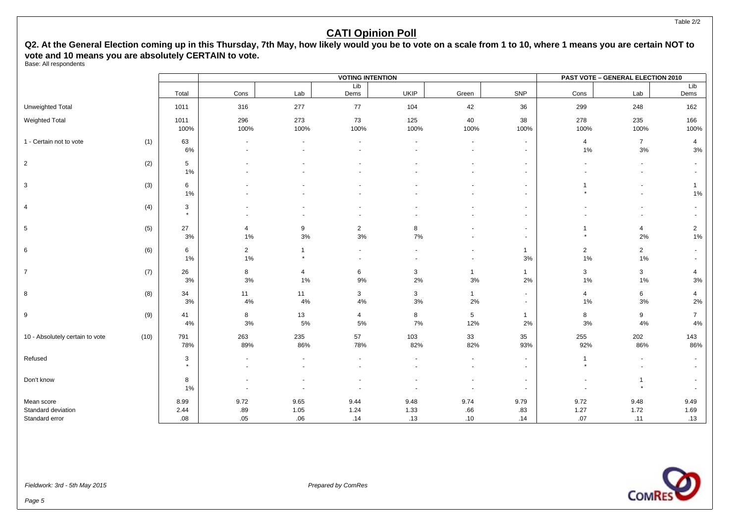Table 2/2

# CATI Opinion Poll

**Q2. At the General Election coming up in this Thursday, 7th May, how likely would you be to vote on a scale from 1 to 10, where 1 means you are certain NOT to vote and 10 means you are absolutely CERTAIN to vote.**

Base: All respondents

| | | | VOTING INTENTION | | | | | | PAST VOTE – GENERAL ELECTION 2010 | | |
|---|---|---|---|---|---|---|---|---|---|---|---|
| | | Total | Cons | Lab | Lib Dems | UKIP | Green | SNP | Cons | Lab | Lib Dems |
| Unweighted Total | | 1011 | 316 | 277 | 77 | 104 | 42 | 36 | 299 | 248 | 162 |
| Weighted Total | | 1011<br>100% | 296<br>100% | 273<br>100% | 73<br>100% | 125<br>100% | 40<br>100% | 38<br>100% | 278<br>100% | 235<br>100% | 166<br>100% |
| 1 - Certain not to vote | (1) | 63<br>6% | -<br>- | -<br>- | -<br>- | -<br>- | -<br>- | -<br>- | 4<br>1% | 7<br>3% | 4<br>3% |
| 2 | (2) | 5<br>1% | -<br>- | -<br>- | -<br>- | -<br>- | -<br>- | -<br>- | -<br>- | -<br>- | -<br>- |
| 3 | (3) | 6<br>1% | -<br>- | -<br>- | -<br>- | -<br>- | -<br>- | -<br>- | 1<br>* | -<br>- | 1<br>1% |
| 4 | (4) | 3<br>* | -<br>- | -<br>- | -<br>- | -<br>- | -<br>- | -<br>- | -<br>- | -<br>- | -<br>- |
| 5 | (5) | 27<br>3% | 4<br>1% | 9<br>3% | 2<br>3% | 8<br>7% | -<br>- | -<br>- | 1<br>* | 4<br>2% | 2<br>1% |
| 6 | (6) | 6<br>1% | 2<br>1% | 1<br>* | -<br>- | -<br>- | -<br>- | 1<br>3% | 2<br>1% | 2<br>1% | -<br>- |
| 7 | (7) | 26<br>3% | 8<br>3% | 4<br>1% | 6<br>9% | 3<br>2% | 1<br>3% | 1<br>2% | 3<br>1% | 3<br>1% | 4<br>3% |
| 8 | (8) | 34<br>3% | 11<br>4% | 11<br>4% | 3<br>4% | 3<br>3% | 1<br>2% | -<br>- | 4<br>1% | 6<br>3% | 4<br>2% |
| 9 | (9) | 41<br>4% | 8<br>3% | 13<br>5% | 4<br>5% | 8<br>7% | 5<br>12% | 1<br>2% | 8<br>3% | 9<br>4% | 7<br>4% |
| 10 - Absolutely certain to vote | (10) | 791<br>78% | 263<br>89% | 235<br>86% | 57<br>78% | 103<br>82% | 33<br>82% | 35<br>93% | 255<br>92% | 202<br>86% | 143<br>86% |
| Refused | | 3<br>* | -<br>- | -<br>- | -<br>- | -<br>- | -<br>- | -<br>- | 1<br>* | -<br>- | -<br>- |
| Don't know | | 8<br>1% | -<br>- | -<br>- | -<br>- | -<br>- | -<br>- | -<br>- | -<br>- | 1<br>* | -<br>- |
| Mean score | | 8.99 | 9.72 | 9.65 | 9.44 | 9.48 | 9.74 | 9.79 | 9.72 | 9.48 | 9.49 |
| Standard deviation | | 2.44 | .89 | 1.05 | 1.24 | 1.33 | .66 | .83 | 1.27 | 1.72 | 1.69 |
| Standard error | | .08 | .05 | .06 | .14 | .13 | .10 | .14 | .07 | .11 | .13 |

*Fieldwork: 3rd - 5th May 2015*

*Prepared by ComRes*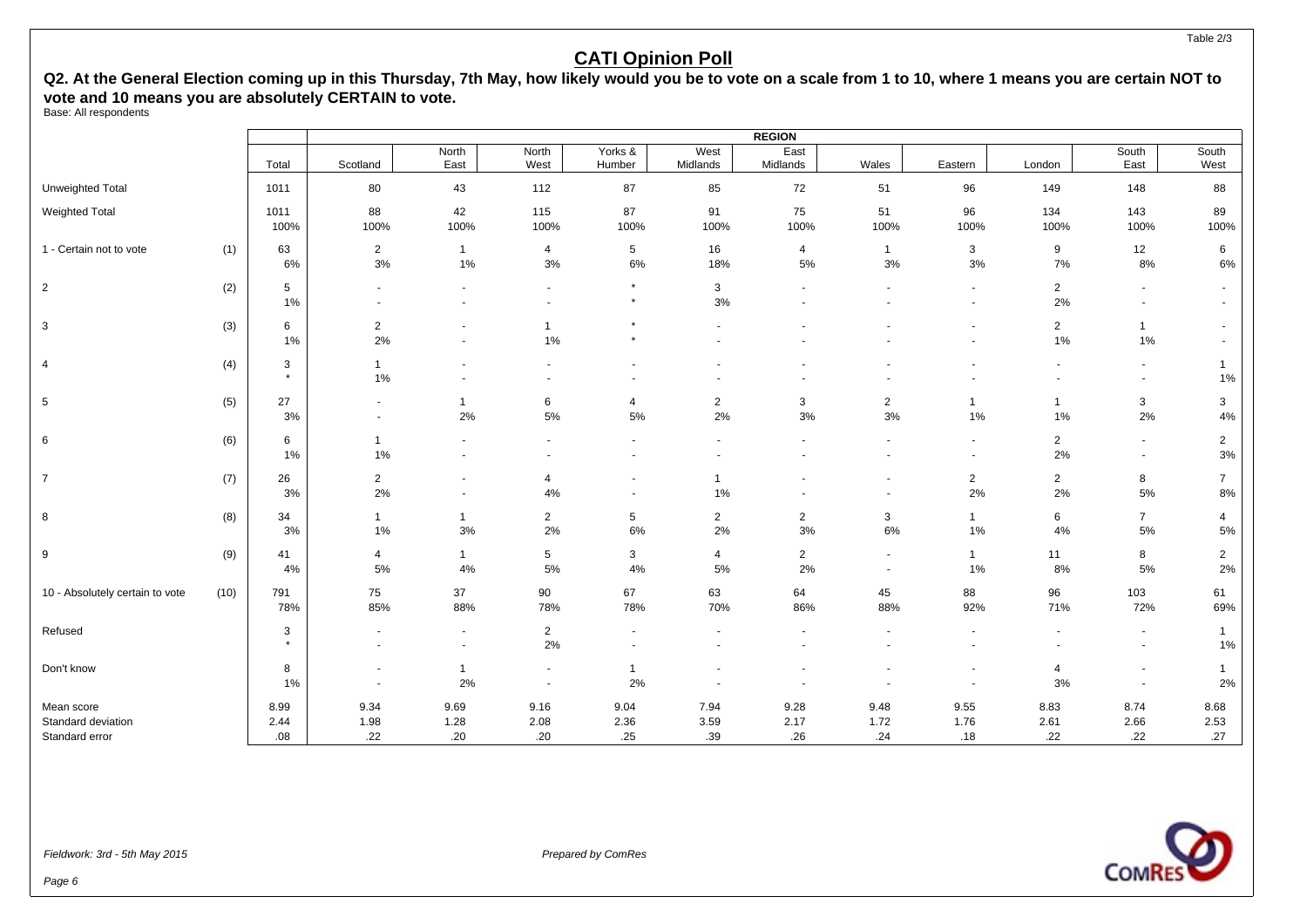## CATI Opinion Poll

**Q2. At the General Election coming up in this Thursday, 7th May, how likely would you be to vote on a scale from 1 to 10, where 1 means you are certain NOT to vote and 10 means you are absolutely CERTAIN to vote.**

Base: All respondents

| | | | REGION | | | | | | | | | | |
|---|---|---|---|---|---|---|---|---|---|---|---|---|---|
| | | Total | Scotland | North East | North West | Yorks & Humber | West Midlands | East Midlands | Wales | Eastern | London | South East | South West |
| Unweighted Total | | 1011 | 80 | 43 | 112 | 87 | 85 | 72 | 51 | 96 | 149 | 148 | 88 |
| Weighted Total | | 1011<br>100% | 88<br>100% | 42<br>100% | 115<br>100% | 87<br>100% | 91<br>100% | 75<br>100% | 51<br>100% | 96<br>100% | 134<br>100% | 143<br>100% | 89<br>100% |
| 1 - Certain not to vote | (1) | 63<br>6% | 2<br>3% | 1<br>1% | 4<br>3% | 5<br>6% | 16<br>18% | 4<br>5% | 1<br>3% | 3<br>3% | 9<br>7% | 12<br>8% | 6<br>6% |
| 2 | (2) | 5<br>1% | -<br>- | -<br>- | -<br>- | *<br>* | 3<br>3% | -<br>- | -<br>- | -<br>- | 2<br>2% | -<br>- | -<br>- |
| 3 | (3) | 6<br>1% | 2<br>2% | -<br>- | 1<br>1% | *<br>* | -<br>- | -<br>- | -<br>- | -<br>- | 2<br>1% | 1<br>1% | -<br>- |
| 4 | (4) | 3<br>* | 1<br>1% | -<br>- | -<br>- | -<br>- | -<br>- | -<br>- | -<br>- | -<br>- | -<br>- | -<br>- | 1<br>1% |
| 5 | (5) | 27<br>3% | -<br>- | 1<br>2% | 6<br>5% | 4<br>5% | 2<br>2% | 3<br>3% | 2<br>3% | 1<br>1% | 1<br>1% | 3<br>2% | 3<br>4% |
| 6 | (6) | 6<br>1% | 1<br>1% | -<br>- | -<br>- | -<br>- | -<br>- | -<br>- | -<br>- | -<br>- | 2<br>2% | -<br>- | 2<br>3% |
| 7 | (7) | 26<br>3% | 2<br>2% | -<br>- | 4<br>4% | -<br>- | 1<br>1% | -<br>- | -<br>- | 2<br>2% | 2<br>2% | 8<br>5% | 7<br>8% |
| 8 | (8) | 34<br>3% | 1<br>1% | 1<br>3% | 2<br>2% | 5<br>6% | 2<br>2% | 2<br>3% | 3<br>6% | 1<br>1% | 6<br>4% | 7<br>5% | 4<br>5% |
| 9 | (9) | 41<br>4% | 4<br>5% | 1<br>4% | 5<br>5% | 3<br>4% | 4<br>5% | 2<br>2% | -<br>- | 1<br>1% | 11<br>8% | 8<br>5% | 2<br>2% |
| 10 - Absolutely certain to vote | (10) | 791<br>78% | 75<br>85% | 37<br>88% | 90<br>78% | 67<br>78% | 63<br>70% | 64<br>86% | 45<br>88% | 88<br>92% | 96<br>71% | 103<br>72% | 61<br>69% |
| Refused | | 3<br>* | -<br>- | -<br>- | 2<br>2% | -<br>- | -<br>- | -<br>- | -<br>- | -<br>- | -<br>- | -<br>- | 1<br>1% |
| Don't know | | 8<br>1% | -<br>- | 1<br>2% | -<br>- | 1<br>2% | -<br>- | -<br>- | -<br>- | -<br>- | 4<br>3% | -<br>- | 1<br>2% |
| Mean score | | 8.99 | 9.34 | 9.69 | 9.16 | 9.04 | 7.94 | 9.28 | 9.48 | 9.55 | 8.83 | 8.74 | 8.68 |
| Standard deviation | | 2.44 | 1.98 | 1.28 | 2.08 | 2.36 | 3.59 | 2.17 | 1.72 | 1.76 | 2.61 | 2.66 | 2.53 |
| Standard error | | .08 | .22 | .20 | .20 | .25 | .39 | .26 | .24 | .18 | .22 | .22 | .27 |

*Fieldwork: 3rd - 5th May 2015*

*Prepared by ComRes*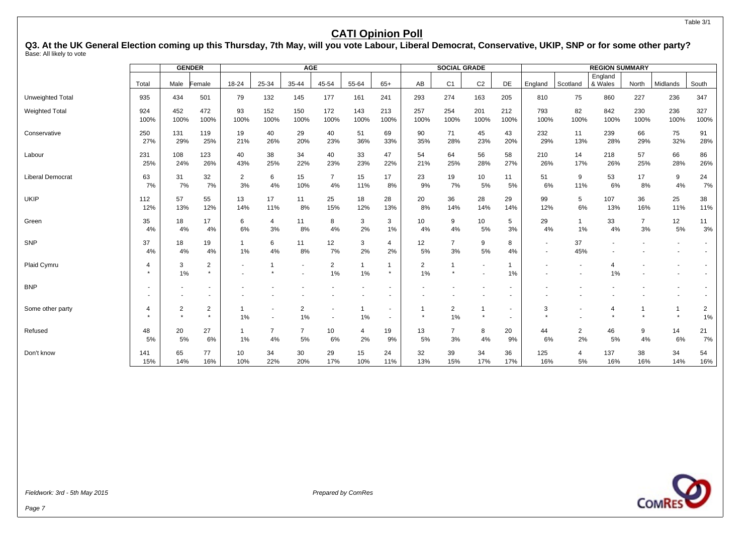Table 3/1

# CATI Opinion Poll

**Q3. At the UK General Election coming up this Thursday, 7th May, will you vote Labour, Liberal Democrat, Conservative, UKIP, SNP or for some other party?**
Base: All likely to vote

| | | GENDER | | AGE | | | | | | SOCIAL GRADE | | | | REGION SUMMARY | | | | | |
|---|---|---|---|---|---|---|---|---|---|---|---|---|---|---|---|---|---|---|---|
| | Total | Male | Female | 18-24 | 25-34 | 35-44 | 45-54 | 55-64 | 65+ | AB | C1 | C2 | DE | England | Scotland | England & Wales | North | Midlands | South |
| Unweighted Total | 935 | 434 | 501 | 79 | 132 | 145 | 177 | 161 | 241 | 293 | 274 | 163 | 205 | 810 | 75 | 860 | 227 | 236 | 347 |
| Weighted Total | 924 | 452 | 472 | 93 | 152 | 150 | 172 | 143 | 213 | 257 | 254 | 201 | 212 | 793 | 82 | 842 | 230 | 236 | 327 |
| | 100% | 100% | 100% | 100% | 100% | 100% | 100% | 100% | 100% | 100% | 100% | 100% | 100% | 100% | 100% | 100% | 100% | 100% | 100% |
| Conservative | 250 | 131 | 119 | 19 | 40 | 29 | 40 | 51 | 69 | 90 | 71 | 45 | 43 | 232 | 11 | 239 | 66 | 75 | 91 |
| | 27% | 29% | 25% | 21% | 26% | 20% | 23% | 36% | 33% | 35% | 28% | 23% | 20% | 29% | 13% | 28% | 29% | 32% | 28% |
| Labour | 231 | 108 | 123 | 40 | 38 | 34 | 40 | 33 | 47 | 54 | 64 | 56 | 58 | 210 | 14 | 218 | 57 | 66 | 86 |
| | 25% | 24% | 26% | 43% | 25% | 22% | 23% | 23% | 22% | 21% | 25% | 28% | 27% | 26% | 17% | 26% | 25% | 28% | 26% |
| Liberal Democrat | 63 | 31 | 32 | 2 | 6 | 15 | 7 | 15 | 17 | 23 | 19 | 10 | 11 | 51 | 9 | 53 | 17 | 9 | 24 |
| | 7% | 7% | 7% | 3% | 4% | 10% | 4% | 11% | 8% | 9% | 7% | 5% | 5% | 6% | 11% | 6% | 8% | 4% | 7% |
| UKIP | 112 | 57 | 55 | 13 | 17 | 11 | 25 | 18 | 28 | 20 | 36 | 28 | 29 | 99 | 5 | 107 | 36 | 25 | 38 |
| | 12% | 13% | 12% | 14% | 11% | 8% | 15% | 12% | 13% | 8% | 14% | 14% | 14% | 12% | 6% | 13% | 16% | 11% | 11% |
| Green | 35 | 18 | 17 | 6 | 4 | 11 | 8 | 3 | 3 | 10 | 9 | 10 | 5 | 29 | 1 | 33 | 7 | 12 | 11 |
| | 4% | 4% | 4% | 6% | 3% | 8% | 4% | 2% | 1% | 4% | 4% | 5% | 3% | 4% | 1% | 4% | 3% | 5% | 3% |
| SNP | 37 | 18 | 19 | 1 | 6 | 11 | 12 | 3 | 4 | 12 | 7 | 9 | 8 | - | 37 | - | - | - | - |
| | 4% | 4% | 4% | 1% | 4% | 8% | 7% | 2% | 2% | 5% | 3% | 5% | 4% | - | 45% | - | - | - | - |
| Plaid Cymru | 4 | 3 | 2 | - | 1 | - | 2 | 1 | 1 | 2 | 1 | - | 1 | - | - | 4 | - | - | - |
| | * | 1% | * | - | * | - | 1% | 1% | * | 1% | * | - | 1% | - | - | 1% | - | - | - |
| BNP | - | - | - | - | - | - | - | - | - | - | - | - | - | - | - | - | - | - | - |
| | - | - | - | - | - | - | - | - | - | - | - | - | - | - | - | - | - | - | - |
| Some other party | 4 | 2 | 2 | 1 | - | 2 | - | 1 | - | 1 | 2 | 1 | - | 3 | - | 4 | 1 | 1 | 2 |
| | * | * | * | 1% | - | 1% | - | 1% | - | * | 1% | * | - | * | - | * | * | * | 1% |
| Refused | 48 | 20 | 27 | 1 | 7 | 7 | 10 | 4 | 19 | 13 | 7 | 8 | 20 | 44 | 2 | 46 | 9 | 14 | 21 |
| | 5% | 5% | 6% | 1% | 4% | 5% | 6% | 2% | 9% | 5% | 3% | 4% | 9% | 6% | 2% | 5% | 4% | 6% | 7% |
| Don't know | 141 | 65 | 77 | 10 | 34 | 30 | 29 | 15 | 24 | 32 | 39 | 34 | 36 | 125 | 4 | 137 | 38 | 34 | 54 |
| | 15% | 14% | 16% | 10% | 22% | 20% | 17% | 10% | 11% | 13% | 15% | 17% | 17% | 16% | 5% | 16% | 16% | 14% | 16% |

*Fieldwork: 3rd - 5th May 2015*

*Prepared by ComRes*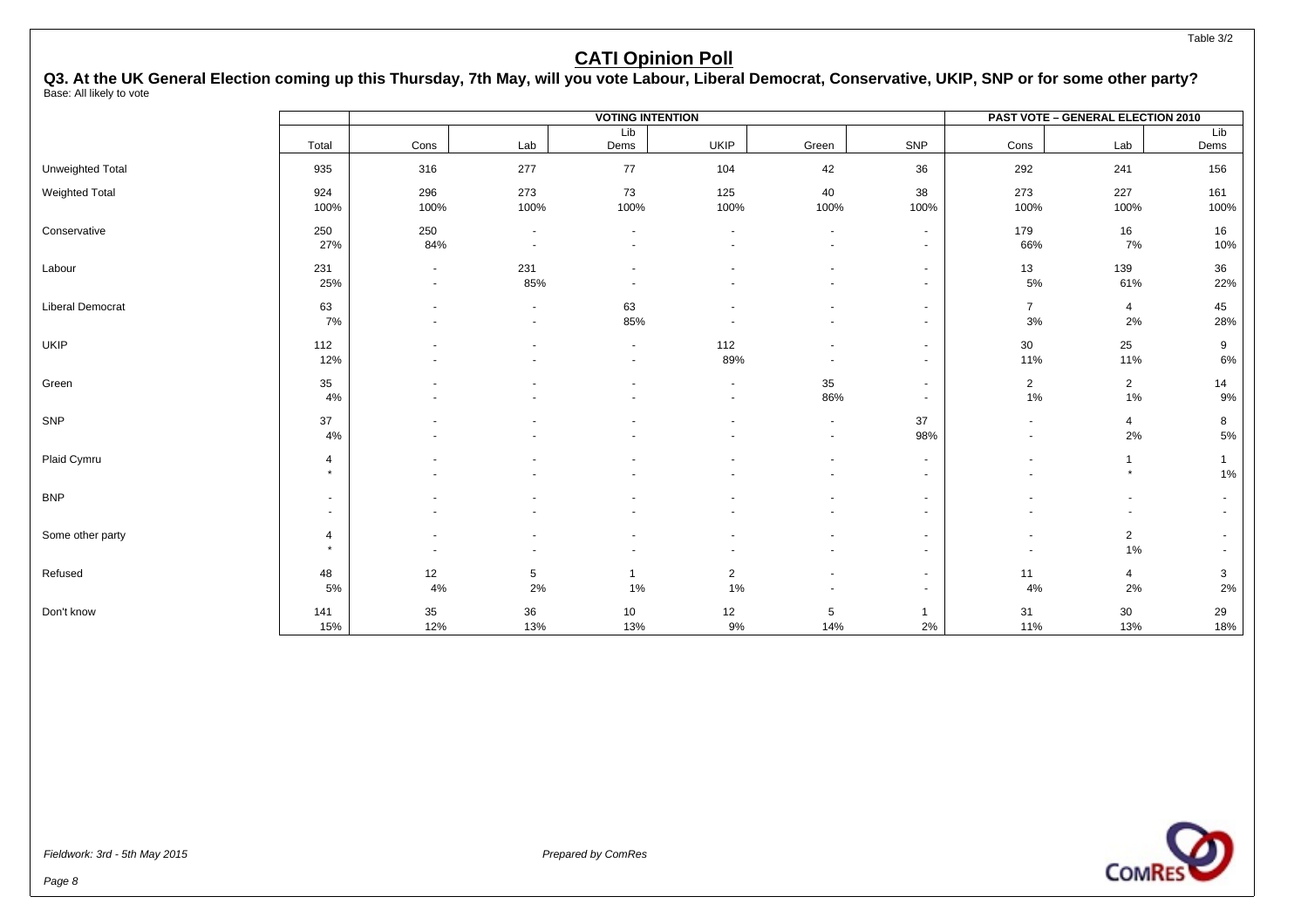Table 3/2

# CATI Opinion Poll

**Q3. At the UK General Election coming up this Thursday, 7th May, will you vote Labour, Liberal Democrat, Conservative, UKIP, SNP or for some other party?**
Base: All likely to vote

| | | VOTING INTENTION | | | | | | PAST VOTE – GENERAL ELECTION 2010 | | |
|---|---|---|---|---|---|---|---|---|---|---|
| | Total | Cons | Lab | Lib Dems | UKIP | Green | SNP | Cons | Lab | Lib Dems |
| Unweighted Total | 935 | 316 | 277 | 77 | 104 | 42 | 36 | 292 | 241 | 156 |
| Weighted Total | 924 | 296 | 273 | 73 | 125 | 40 | 38 | 273 | 227 | 161 |
| | 100% | 100% | 100% | 100% | 100% | 100% | 100% | 100% | 100% | 100% |
| Conservative | 250 | 250 | - | - | - | - | - | 179 | 16 | 16 |
| | 27% | 84% | - | - | - | - | - | 66% | 7% | 10% |
| Labour | 231 | - | 231 | - | - | - | - | 13 | 139 | 36 |
| | 25% | - | 85% | - | - | - | - | 5% | 61% | 22% |
| Liberal Democrat | 63 | - | - | 63 | - | - | - | 7 | 4 | 45 |
| | 7% | - | - | 85% | - | - | - | 3% | 2% | 28% |
| UKIP | 112 | - | - | - | 112 | - | - | 30 | 25 | 9 |
| | 12% | - | - | - | 89% | - | - | 11% | 11% | 6% |
| Green | 35 | - | - | - | - | 35 | - | 2 | 2 | 14 |
| | 4% | - | - | - | - | 86% | - | 1% | 1% | 9% |
| SNP | 37 | - | - | - | - | - | 37 | - | 4 | 8 |
| | 4% | - | - | - | - | - | 98% | - | 2% | 5% |
| Plaid Cymru | 4 | - | - | - | - | - | - | - | 1 | 1 |
| | * | - | - | - | - | - | - | - | * | 1% |
| BNP | - | - | - | - | - | - | - | - | - | - |
| | - | - | - | - | - | - | - | - | - | - |
| Some other party | 4 | - | - | - | - | - | - | - | 2 | - |
| | * | - | - | - | - | - | - | - | 1% | - |
| Refused | 48 | 12 | 5 | 1 | 2 | - | - | 11 | 4 | 3 |
| | 5% | 4% | 2% | 1% | 1% | - | - | 4% | 2% | 2% |
| Don't know | 141 | 35 | 36 | 10 | 12 | 5 | 1 | 31 | 30 | 29 |
| | 15% | 12% | 13% | 13% | 9% | 14% | 2% | 11% | 13% | 18% |

*Fieldwork: 3rd - 5th May 2015*

*Prepared by ComRes*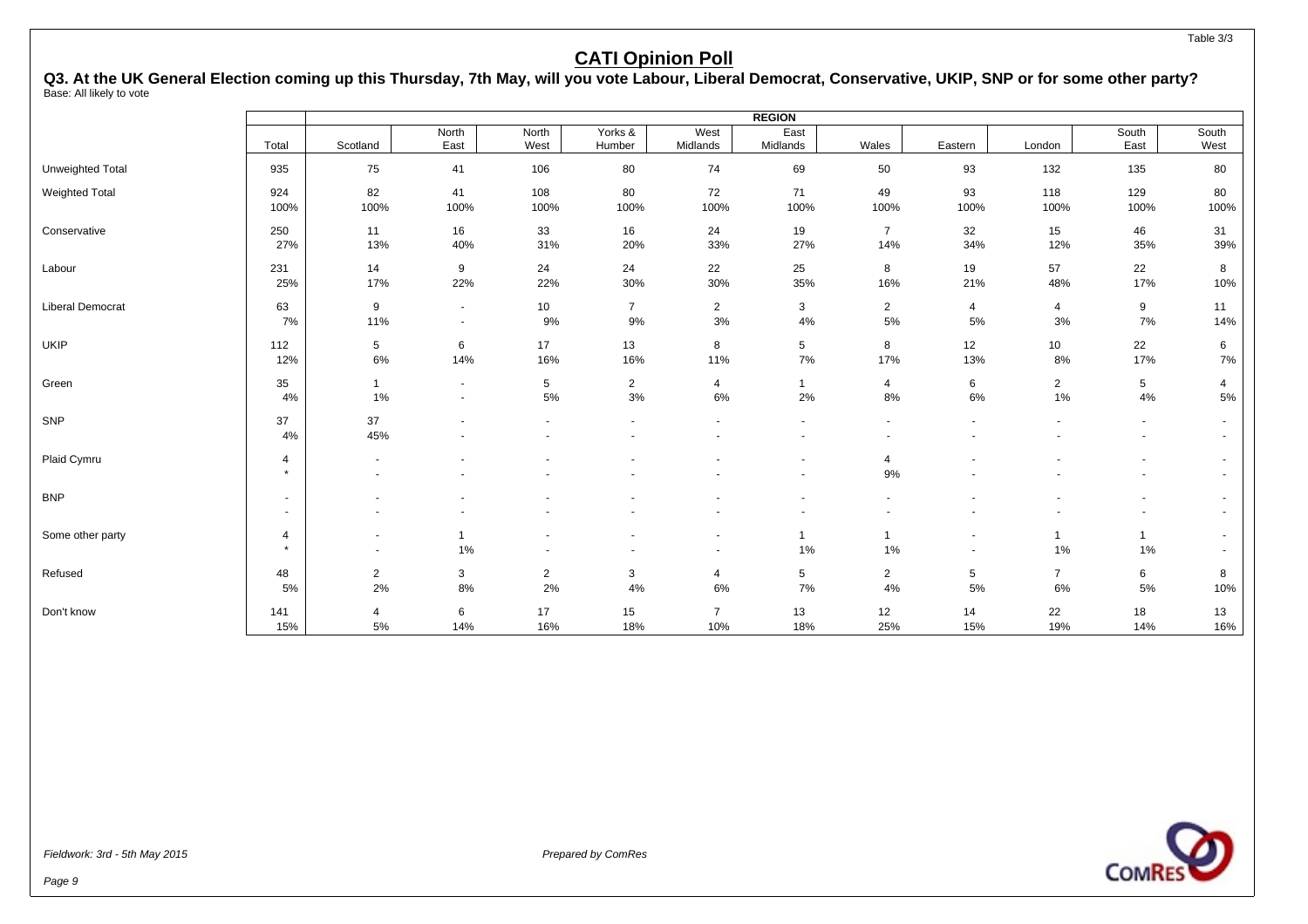Table 3/3

# CATI Opinion Poll

**Q3. At the UK General Election coming up this Thursday, 7th May, will you vote Labour, Liberal Democrat, Conservative, UKIP, SNP or for some other party?**
Base: All likely to vote

| | | REGION | | | | | | | | | | |
|---|---|---|---|---|---|---|---|---|---|---|---|---|
| | Total | Scotland | North East | North West | Yorks & Humber | West Midlands | East Midlands | Wales | Eastern | London | South East | South West |
| Unweighted Total | 935 | 75 | 41 | 106 | 80 | 74 | 69 | 50 | 93 | 132 | 135 | 80 |
| Weighted Total | 924 | 82 | 41 | 108 | 80 | 72 | 71 | 49 | 93 | 118 | 129 | 80 |
| | 100% | 100% | 100% | 100% | 100% | 100% | 100% | 100% | 100% | 100% | 100% | 100% |
| Conservative | 250 | 11 | 16 | 33 | 16 | 24 | 19 | 7 | 32 | 15 | 46 | 31 |
| | 27% | 13% | 40% | 31% | 20% | 33% | 27% | 14% | 34% | 12% | 35% | 39% |
| Labour | 231 | 14 | 9 | 24 | 24 | 22 | 25 | 8 | 19 | 57 | 22 | 8 |
| | 25% | 17% | 22% | 22% | 30% | 30% | 35% | 16% | 21% | 48% | 17% | 10% |
| Liberal Democrat | 63 | 9 | - | 10 | 7 | 2 | 3 | 2 | 4 | 4 | 9 | 11 |
| | 7% | 11% | - | 9% | 9% | 3% | 4% | 5% | 5% | 3% | 7% | 14% |
| UKIP | 112 | 5 | 6 | 17 | 13 | 8 | 5 | 8 | 12 | 10 | 22 | 6 |
| | 12% | 6% | 14% | 16% | 16% | 11% | 7% | 17% | 13% | 8% | 17% | 7% |
| Green | 35 | 1 | - | 5 | 2 | 4 | 1 | 4 | 6 | 2 | 5 | 4 |
| | 4% | 1% | - | 5% | 3% | 6% | 2% | 8% | 6% | 1% | 4% | 5% |
| SNP | 37 | 37 | - | - | - | - | - | - | - | - | - | - |
| | 4% | 45% | - | - | - | - | - | - | - | - | - | - |
| Plaid Cymru | 4 | - | - | - | - | - | - | 4 | - | - | - | - |
| | * | - | - | - | - | - | - | 9% | - | - | - | - |
| BNP | - | - | - | - | - | - | - | - | - | - | - | - |
| | - | - | - | - | - | - | - | - | - | - | - | - |
| Some other party | 4 | - | 1 | - | - | - | 1 | 1 | - | 1 | 1 | - |
| | * | - | 1% | - | - | - | 1% | 1% | - | 1% | 1% | - |
| Refused | 48 | 2 | 3 | 2 | 3 | 4 | 5 | 2 | 5 | 7 | 6 | 8 |
| | 5% | 2% | 8% | 2% | 4% | 6% | 7% | 4% | 5% | 6% | 5% | 10% |
| Don't know | 141 | 4 | 6 | 17 | 15 | 7 | 13 | 12 | 14 | 22 | 18 | 13 |
| | 15% | 5% | 14% | 16% | 18% | 10% | 18% | 25% | 15% | 19% | 14% | 16% |

*Fieldwork: 3rd - 5th May 2015*

*Prepared by ComRes*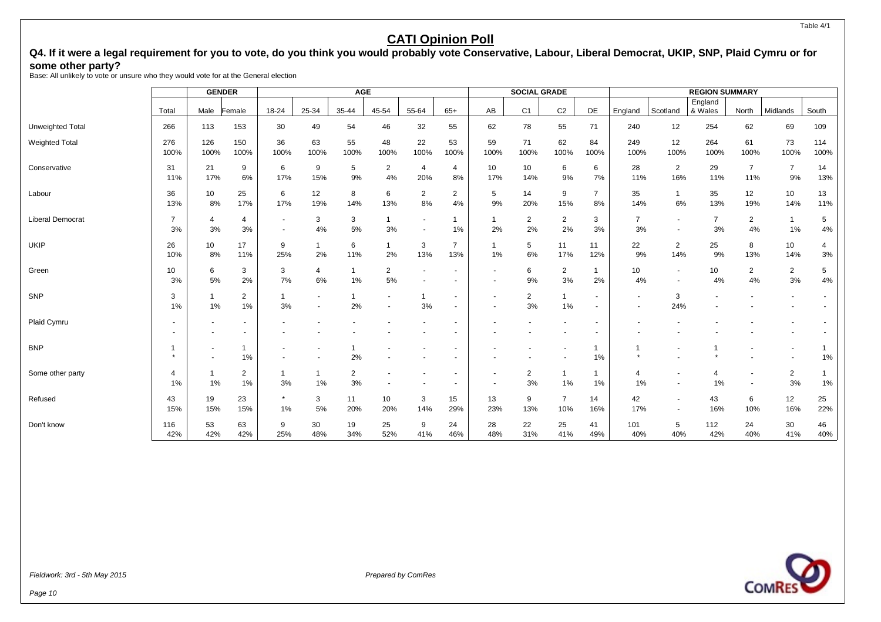# CATI Opinion Poll

## Q4. If it were a legal requirement for you to vote, do you think you would probably vote Conservative, Labour, Liberal Democrat, UKIP, SNP, Plaid Cymru or for some other party?

Base: All unlikely to vote or unsure who they would vote for at the General election

| | | GENDER | | AGE | | | | | | SOCIAL GRADE | | | | REGION SUMMARY | | | | | |
|---|---|---|---|---|---|---|---|---|---|---|---|---|---|---|---|---|---|---|---|
| | Total | Male | Female | 18-24 | 25-34 | 35-44 | 45-54 | 55-64 | 65+ | AB | C1 | C2 | DE | England | Scotland | England & Wales | North | Midlands | South |
| Unweighted Total | 266 | 113 | 153 | 30 | 49 | 54 | 46 | 32 | 55 | 62 | 78 | 55 | 71 | 240 | 12 | 254 | 62 | 69 | 109 |
| Weighted Total | 276 | 126 | 150 | 36 | 63 | 55 | 48 | 22 | 53 | 59 | 71 | 62 | 84 | 249 | 12 | 264 | 61 | 73 | 114 |
| | 100% | 100% | 100% | 100% | 100% | 100% | 100% | 100% | 100% | 100% | 100% | 100% | 100% | 100% | 100% | 100% | 100% | 100% | 100% |
| Conservative | 31 | 21 | 9 | 6 | 9 | 5 | 2 | 4 | 4 | 10 | 10 | 6 | 6 | 28 | 2 | 29 | 7 | 7 | 14 |
| | 11% | 17% | 6% | 17% | 15% | 9% | 4% | 20% | 8% | 17% | 14% | 9% | 7% | 11% | 16% | 11% | 11% | 9% | 13% |
| Labour | 36 | 10 | 25 | 6 | 12 | 8 | 6 | 2 | 2 | 5 | 14 | 9 | 7 | 35 | 1 | 35 | 12 | 10 | 13 |
| | 13% | 8% | 17% | 17% | 19% | 14% | 13% | 8% | 4% | 9% | 20% | 15% | 8% | 14% | 6% | 13% | 19% | 14% | 11% |
| Liberal Democrat | 7 | 4 | 4 | - | 3 | 3 | 1 | - | 1 | 1 | 2 | 2 | 3 | 7 | - | 7 | 2 | 1 | 5 |
| | 3% | 3% | 3% | - | 4% | 5% | 3% | - | 1% | 2% | 2% | 2% | 3% | 3% | - | 3% | 4% | 1% | 4% |
| UKIP | 26 | 10 | 17 | 9 | 1 | 6 | 1 | 3 | 7 | 1 | 5 | 11 | 11 | 22 | 2 | 25 | 8 | 10 | 4 |
| | 10% | 8% | 11% | 25% | 2% | 11% | 2% | 13% | 13% | 1% | 6% | 17% | 12% | 9% | 14% | 9% | 13% | 14% | 3% |
| Green | 10 | 6 | 3 | 3 | 4 | 1 | 2 | - | - | - | 6 | 2 | 1 | 10 | - | 10 | 2 | 2 | 5 |
| | 3% | 5% | 2% | 7% | 6% | 1% | 5% | - | - | - | 9% | 3% | 2% | 4% | - | 4% | 4% | 3% | 4% |
| SNP | 3 | 1 | 2 | 1 | - | 1 | - | 1 | - | - | 2 | 1 | - | - | 3 | - | - | - | - |
| | 1% | 1% | 1% | 3% | - | 2% | - | 3% | - | - | 3% | 1% | - | - | 24% | - | - | - | - |
| Plaid Cymru | - | - | - | - | - | - | - | - | - | - | - | - | - | - | - | - | - | - | - |
| | - | - | - | - | - | - | - | - | - | - | - | - | - | - | - | - | - | - | - |
| BNP | 1 | - | 1 | - | - | 1 | - | - | - | - | - | - | 1 | 1 | - | 1 | - | - | 1 |
| | * | - | 1% | - | - | 2% | - | - | - | - | - | - | 1% | * | - | * | - | - | 1% |
| Some other party | 4 | 1 | 2 | 1 | 1 | 2 | - | - | - | - | 2 | 1 | 1 | 4 | - | 4 | - | 2 | 1 |
| | 1% | 1% | 1% | 3% | 1% | 3% | - | - | - | - | 3% | 1% | 1% | 1% | - | 1% | - | 3% | 1% |
| Refused | 43 | 19 | 23 | * | 3 | 11 | 10 | 3 | 15 | 13 | 9 | 7 | 14 | 42 | - | 43 | 6 | 12 | 25 |
| | 15% | 15% | 15% | 1% | 5% | 20% | 20% | 14% | 29% | 23% | 13% | 10% | 16% | 17% | - | 16% | 10% | 16% | 22% |
| Don't know | 116 | 53 | 63 | 9 | 30 | 19 | 25 | 9 | 24 | 28 | 22 | 25 | 41 | 101 | 5 | 112 | 24 | 30 | 46 |
| | 42% | 42% | 42% | 25% | 48% | 34% | 52% | 41% | 46% | 48% | 31% | 41% | 49% | 40% | 40% | 42% | 40% | 41% | 40% |

*Fieldwork: 3rd - 5th May 2015*

*Prepared by ComRes*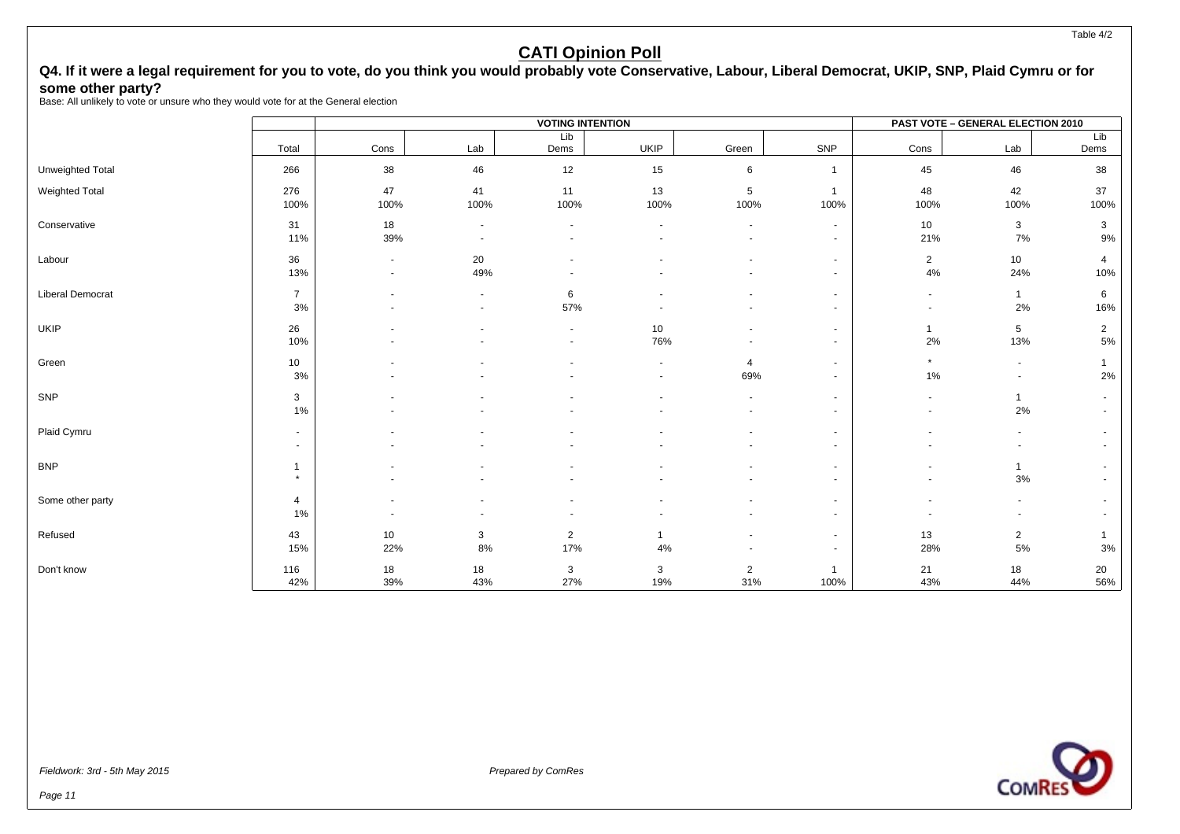Table 4/2

# CATI Opinion Poll

## Q4. If it were a legal requirement for you to vote, do you think you would probably vote Conservative, Labour, Liberal Democrat, UKIP, SNP, Plaid Cymru or for some other party?

Base: All unlikely to vote or unsure who they would vote for at the General election

| | | VOTING INTENTION | | | | | | PAST VOTE – GENERAL ELECTION 2010 | | |
|---|---|---|---|---|---|---|---|---|---|---|
| | Total | Cons | Lab | Lib Dems | UKIP | Green | SNP | Cons | Lab | Lib Dems |
| Unweighted Total | 266 | 38 | 46 | 12 | 15 | 6 | 1 | 45 | 46 | 38 |
| Weighted Total | 276 | 47 | 41 | 11 | 13 | 5 | 1 | 48 | 42 | 37 |
| | 100% | 100% | 100% | 100% | 100% | 100% | 100% | 100% | 100% | 100% |
| Conservative | 31 | 18 | - | - | - | - | - | 10 | 3 | 3 |
| | 11% | 39% | - | - | - | - | - | 21% | 7% | 9% |
| Labour | 36 | - | 20 | - | - | - | - | 2 | 10 | 4 |
| | 13% | - | 49% | - | - | - | - | 4% | 24% | 10% |
| Liberal Democrat | 7 | - | - | 6 | - | - | - | - | 1 | 6 |
| | 3% | - | - | 57% | - | - | - | - | 2% | 16% |
| UKIP | 26 | - | - | - | 10 | - | - | 1 | 5 | 2 |
| | 10% | - | - | - | 76% | - | - | 2% | 13% | 5% |
| Green | 10 | - | - | - | - | 4 | - | * | - | 1 |
| | 3% | - | - | - | - | 69% | - | 1% | - | 2% |
| SNP | 3 | - | - | - | - | - | - | - | 1 | - |
| | 1% | - | - | - | - | - | - | - | 2% | - |
| Plaid Cymru | - | - | - | - | - | - | - | - | - | - |
| | - | - | - | - | - | - | - | - | - | - |
| BNP | 1 | - | - | - | - | - | - | - | 1 | - |
| | * | - | - | - | - | - | - | - | 3% | - |
| Some other party | 4 | - | - | - | - | - | - | - | - | - |
| | 1% | - | - | - | - | - | - | - | - | - |
| Refused | 43 | 10 | 3 | 2 | 1 | - | - | 13 | 2 | 1 |
| | 15% | 22% | 8% | 17% | 4% | - | - | 28% | 5% | 3% |
| Don't know | 116 | 18 | 18 | 3 | 3 | 2 | 1 | 21 | 18 | 20 |
| | 42% | 39% | 43% | 27% | 19% | 31% | 100% | 43% | 44% | 56% |

*Fieldwork: 3rd - 5th May 2015*

*Prepared by ComRes*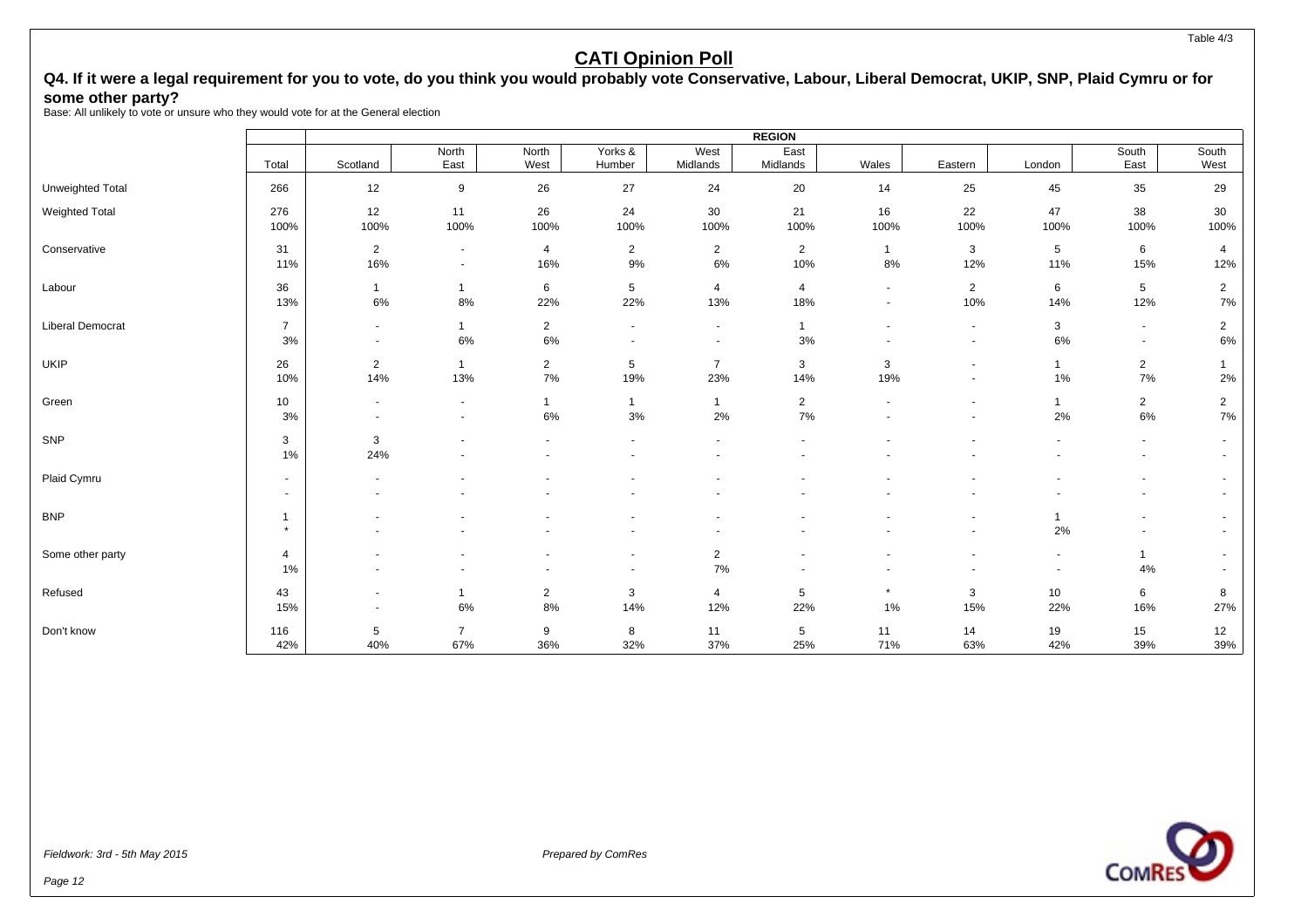# CATI Opinion Poll

## Q4. If it were a legal requirement for you to vote, do you think you would probably vote Conservative, Labour, Liberal Democrat, UKIP, SNP, Plaid Cymru or for some other party?

Base: All unlikely to vote or unsure who they would vote for at the General election

| | | REGION | | | | | | | | | | |
|---|---|---|---|---|---|---|---|---|---|---|---|---|
| | Total | Scotland | North East | North West | Yorks & Humber | West Midlands | East Midlands | Wales | Eastern | London | South East | South West |
| Unweighted Total | 266 | 12 | 9 | 26 | 27 | 24 | 20 | 14 | 25 | 45 | 35 | 29 |
| Weighted Total | 276 | 12 | 11 | 26 | 24 | 30 | 21 | 16 | 22 | 47 | 38 | 30 |
| | 100% | 100% | 100% | 100% | 100% | 100% | 100% | 100% | 100% | 100% | 100% | 100% |
| Conservative | 31 | 2 | - | 4 | 2 | 2 | 2 | 1 | 3 | 5 | 6 | 4 |
| | 11% | 16% | - | 16% | 9% | 6% | 10% | 8% | 12% | 11% | 15% | 12% |
| Labour | 36 | 1 | 1 | 6 | 5 | 4 | 4 | - | 2 | 6 | 5 | 2 |
| | 13% | 6% | 8% | 22% | 22% | 13% | 18% | - | 10% | 14% | 12% | 7% |
| Liberal Democrat | 7 | - | 1 | 2 | - | - | 1 | - | - | 3 | - | 2 |
| | 3% | - | 6% | 6% | - | - | 3% | - | - | 6% | - | 6% |
| UKIP | 26 | 2 | 1 | 2 | 5 | 7 | 3 | 3 | - | 1 | 2 | 1 |
| | 10% | 14% | 13% | 7% | 19% | 23% | 14% | 19% | - | 1% | 7% | 2% |
| Green | 10 | - | - | 1 | 1 | 1 | 2 | - | - | 1 | 2 | 2 |
| | 3% | - | - | 6% | 3% | 2% | 7% | - | - | 2% | 6% | 7% |
| SNP | 3 | 3 | - | - | - | - | - | - | - | - | - | - |
| | 1% | 24% | - | - | - | - | - | - | - | - | - | - |
| Plaid Cymru | - | - | - | - | - | - | - | - | - | - | - | - |
| | - | - | - | - | - | - | - | - | - | - | - | - |
| BNP | 1 | - | - | - | - | - | - | - | - | 1 | - | - |
| | * | - | - | - | - | - | - | - | - | 2% | - | - |
| Some other party | 4 | - | - | - | - | 2 | - | - | - | - | 1 | - |
| | 1% | - | - | - | - | 7% | - | - | - | - | 4% | - |
| Refused | 43 | - | 1 | 2 | 3 | 4 | 5 | * | 3 | 10 | 6 | 8 |
| | 15% | - | 6% | 8% | 14% | 12% | 22% | 1% | 15% | 22% | 16% | 27% |
| Don't know | 116 | 5 | 7 | 9 | 8 | 11 | 5 | 11 | 14 | 19 | 15 | 12 |
| | 42% | 40% | 67% | 36% | 32% | 37% | 25% | 71% | 63% | 42% | 39% | 39% |

*Fieldwork: 3rd - 5th May 2015*

*Prepared by ComRes*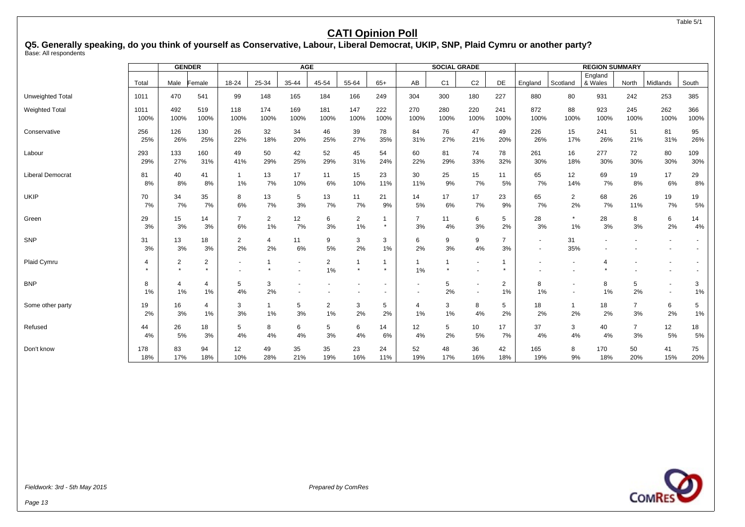Table 5/1

# CATI Opinion Poll

**Q5. Generally speaking, do you think of yourself as Conservative, Labour, Liberal Democrat, UKIP, SNP, Plaid Cymru or another party?**
Base: All respondents

| | | GENDER | | AGE | | | | | | SOCIAL GRADE | | | | REGION SUMMARY | | | | | |
|---|---|---|---|---|---|---|---|---|---|---|---|---|---|---|---|---|---|---|---|
| | Total | Male | Female | 18-24 | 25-34 | 35-44 | 45-54 | 55-64 | 65+ | AB | C1 | C2 | DE | England | Scotland | England & Wales | North | Midlands | South |
| Unweighted Total | 1011 | 470 | 541 | 99 | 148 | 165 | 184 | 166 | 249 | 304 | 300 | 180 | 227 | 880 | 80 | 931 | 242 | 253 | 385 |
| Weighted Total | 1011 | 492 | 519 | 118 | 174 | 169 | 181 | 147 | 222 | 270 | 280 | 220 | 241 | 872 | 88 | 923 | 245 | 262 | 366 |
| | 100% | 100% | 100% | 100% | 100% | 100% | 100% | 100% | 100% | 100% | 100% | 100% | 100% | 100% | 100% | 100% | 100% | 100% | 100% |
| Conservative | 256 | 126 | 130 | 26 | 32 | 34 | 46 | 39 | 78 | 84 | 76 | 47 | 49 | 226 | 15 | 241 | 51 | 81 | 95 |
| | 25% | 26% | 25% | 22% | 18% | 20% | 25% | 27% | 35% | 31% | 27% | 21% | 20% | 26% | 17% | 26% | 21% | 31% | 26% |
| Labour | 293 | 133 | 160 | 49 | 50 | 42 | 52 | 45 | 54 | 60 | 81 | 74 | 78 | 261 | 16 | 277 | 72 | 80 | 109 |
| | 29% | 27% | 31% | 41% | 29% | 25% | 29% | 31% | 24% | 22% | 29% | 33% | 32% | 30% | 18% | 30% | 30% | 30% | 30% |
| Liberal Democrat | 81 | 40 | 41 | 1 | 13 | 17 | 11 | 15 | 23 | 30 | 25 | 15 | 11 | 65 | 12 | 69 | 19 | 17 | 29 |
| | 8% | 8% | 8% | 1% | 7% | 10% | 6% | 10% | 11% | 11% | 9% | 7% | 5% | 7% | 14% | 7% | 8% | 6% | 8% |
| UKIP | 70 | 34 | 35 | 8 | 13 | 5 | 13 | 11 | 21 | 14 | 17 | 17 | 23 | 65 | 2 | 68 | 26 | 19 | 19 |
| | 7% | 7% | 7% | 6% | 7% | 3% | 7% | 7% | 9% | 5% | 6% | 7% | 9% | 7% | 2% | 7% | 11% | 7% | 5% |
| Green | 29 | 15 | 14 | 7 | 2 | 12 | 6 | 2 | 1 | 7 | 11 | 6 | 5 | 28 | * | 28 | 8 | 6 | 14 |
| | 3% | 3% | 3% | 6% | 1% | 7% | 3% | 1% | * | 3% | 4% | 3% | 2% | 3% | 1% | 3% | 3% | 2% | 4% |
| SNP | 31 | 13 | 18 | 2 | 4 | 11 | 9 | 3 | 3 | 6 | 9 | 9 | 7 | - | 31 | - | - | - | - |
| | 3% | 3% | 3% | 2% | 2% | 6% | 5% | 2% | 1% | 2% | 3% | 4% | 3% | - | 35% | - | - | - | - |
| Plaid Cymru | 4 | 2 | 2 | - | 1 | - | 2 | 1 | 1 | 1 | 1 | - | 1 | - | - | 4 | - | - | - |
| | * | * | * | - | * | - | 1% | * | * | 1% | * | - | * | - | - | * | - | - | - |
| BNP | 8 | 4 | 4 | 5 | 3 | - | - | - | - | - | 5 | - | 2 | 8 | - | 8 | 5 | - | 3 |
| | 1% | 1% | 1% | 4% | 2% | - | - | - | - | - | 2% | - | 1% | 1% | - | 1% | 2% | - | 1% |
| Some other party | 19 | 16 | 4 | 3 | 1 | 5 | 2 | 3 | 5 | 4 | 3 | 8 | 5 | 18 | 1 | 18 | 7 | 6 | 5 |
| | 2% | 3% | 1% | 3% | 1% | 3% | 1% | 2% | 2% | 1% | 1% | 4% | 2% | 2% | 2% | 2% | 3% | 2% | 1% |
| Refused | 44 | 26 | 18 | 5 | 8 | 6 | 5 | 6 | 14 | 12 | 5 | 10 | 17 | 37 | 3 | 40 | 7 | 12 | 18 |
| | 4% | 5% | 3% | 4% | 4% | 4% | 3% | 4% | 6% | 4% | 2% | 5% | 7% | 4% | 4% | 4% | 3% | 5% | 5% |
| Don't know | 178 | 83 | 94 | 12 | 49 | 35 | 35 | 23 | 24 | 52 | 48 | 36 | 42 | 165 | 8 | 170 | 50 | 41 | 75 |
| | 18% | 17% | 18% | 10% | 28% | 21% | 19% | 16% | 11% | 19% | 17% | 16% | 18% | 19% | 9% | 18% | 20% | 15% | 20% |

*Fieldwork: 3rd - 5th May 2015*

*Prepared by ComRes*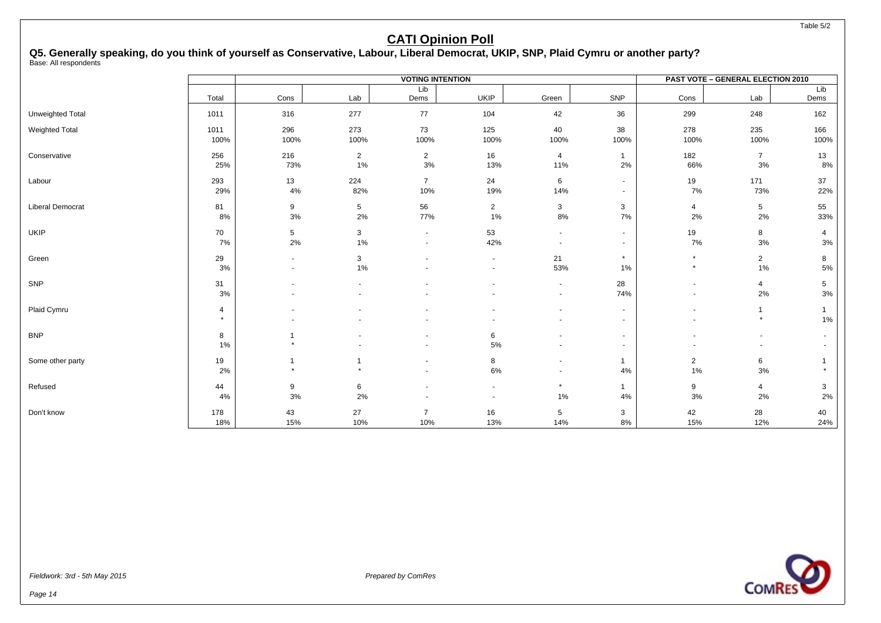Table 5/2

# CATI Opinion Poll

## Q5. Generally speaking, do you think of yourself as Conservative, Labour, Liberal Democrat, UKIP, SNP, Plaid Cymru or another party?

Base: All respondents

| | | VOTING INTENTION | | | | | | PAST VOTE – GENERAL ELECTION 2010 | | |
|---|---|---|---|---|---|---|---|---|---|---|
| | Total | Cons | Lab | Lib Dems | UKIP | Green | SNP | Cons | Lab | Lib Dems |
| Unweighted Total | 1011 | 316 | 277 | 77 | 104 | 42 | 36 | 299 | 248 | 162 |
| Weighted Total | 1011 | 296 | 273 | 73 | 125 | 40 | 38 | 278 | 235 | 166 |
| | 100% | 100% | 100% | 100% | 100% | 100% | 100% | 100% | 100% | 100% |
| Conservative | 256 | 216 | 2 | 2 | 16 | 4 | 1 | 182 | 7 | 13 |
| | 25% | 73% | 1% | 3% | 13% | 11% | 2% | 66% | 3% | 8% |
| Labour | 293 | 13 | 224 | 7 | 24 | 6 | - | 19 | 171 | 37 |
| | 29% | 4% | 82% | 10% | 19% | 14% | - | 7% | 73% | 22% |
| Liberal Democrat | 81 | 9 | 5 | 56 | 2 | 3 | 3 | 4 | 5 | 55 |
| | 8% | 3% | 2% | 77% | 1% | 8% | 7% | 2% | 2% | 33% |
| UKIP | 70 | 5 | 3 | - | 53 | - | - | 19 | 8 | 4 |
| | 7% | 2% | 1% | - | 42% | - | - | 7% | 3% | 3% |
| Green | 29 | - | 3 | - | - | 21 | * | * | 2 | 8 |
| | 3% | - | 1% | - | - | 53% | 1% | * | 1% | 5% |
| SNP | 31 | - | - | - | - | - | 28 | - | 4 | 5 |
| | 3% | - | - | - | - | - | 74% | - | 2% | 3% |
| Plaid Cymru | 4 | - | - | - | - | - | - | - | 1 | 1 |
| | * | - | - | - | - | - | - | - | * | 1% |
| BNP | 8 | 1 | - | - | 6 | - | - | - | - | - |
| | 1% | * | - | - | 5% | - | - | - | - | - |
| Some other party | 19 | 1 | 1 | - | 8 | - | 1 | 2 | 6 | 1 |
| | 2% | * | * | - | 6% | - | 4% | 1% | 3% | * |
| Refused | 44 | 9 | 6 | - | - | * | 1 | 9 | 4 | 3 |
| | 4% | 3% | 2% | - | - | 1% | 4% | 3% | 2% | 2% |
| Don't know | 178 | 43 | 27 | 7 | 16 | 5 | 3 | 42 | 28 | 40 |
| | 18% | 15% | 10% | 10% | 13% | 14% | 8% | 15% | 12% | 24% |

*Fieldwork: 3rd - 5th May 2015*

*Prepared by ComRes*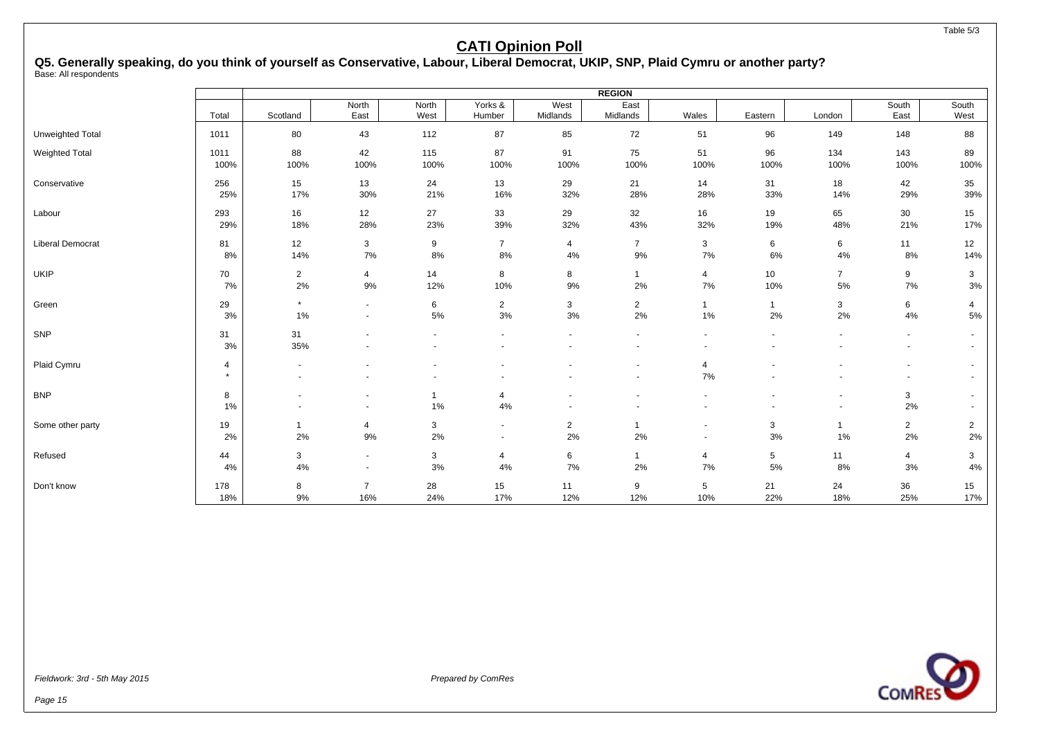Table 5/3

# CATI Opinion Poll

## Q5. Generally speaking, do you think of yourself as Conservative, Labour, Liberal Democrat, UKIP, SNP, Plaid Cymru or another party?

Base: All respondents

| | | REGION | | | | | | | | | | |
|---|---|---|---|---|---|---|---|---|---|---|---|---|
| | Total | Scotland | North East | North West | Yorks & Humber | West Midlands | East Midlands | Wales | Eastern | London | South East | South West |
| Unweighted Total | 1011 | 80 | 43 | 112 | 87 | 85 | 72 | 51 | 96 | 149 | 148 | 88 |
| Weighted Total | 1011 | 88 | 42 | 115 | 87 | 91 | 75 | 51 | 96 | 134 | 143 | 89 |
| | 100% | 100% | 100% | 100% | 100% | 100% | 100% | 100% | 100% | 100% | 100% | 100% |
| Conservative | 256 | 15 | 13 | 24 | 13 | 29 | 21 | 14 | 31 | 18 | 42 | 35 |
| | 25% | 17% | 30% | 21% | 16% | 32% | 28% | 28% | 33% | 14% | 29% | 39% |
| Labour | 293 | 16 | 12 | 27 | 33 | 29 | 32 | 16 | 19 | 65 | 30 | 15 |
| | 29% | 18% | 28% | 23% | 39% | 32% | 43% | 32% | 19% | 48% | 21% | 17% |
| Liberal Democrat | 81 | 12 | 3 | 9 | 7 | 4 | 7 | 3 | 6 | 6 | 11 | 12 |
| | 8% | 14% | 7% | 8% | 8% | 4% | 9% | 7% | 6% | 4% | 8% | 14% |
| UKIP | 70 | 2 | 4 | 14 | 8 | 8 | 1 | 4 | 10 | 7 | 9 | 3 |
| | 7% | 2% | 9% | 12% | 10% | 9% | 2% | 7% | 10% | 5% | 7% | 3% |
| Green | 29 | * | - | 6 | 2 | 3 | 2 | 1 | 1 | 3 | 6 | 4 |
| | 3% | 1% | - | 5% | 3% | 3% | 2% | 1% | 2% | 2% | 4% | 5% |
| SNP | 31 | 31 | - | - | - | - | - | - | - | - | - | - |
| | 3% | 35% | - | - | - | - | - | - | - | - | - | - |
| Plaid Cymru | 4 | - | - | - | - | - | - | 4 | - | - | - | - |
| | * | - | - | - | - | - | - | 7% | - | - | - | - |
| BNP | 8 | - | - | 1 | 4 | - | - | - | - | - | 3 | - |
| | 1% | - | - | 1% | 4% | - | - | - | - | - | 2% | - |
| Some other party | 19 | 1 | 4 | 3 | - | 2 | 1 | - | 3 | 1 | 2 | 2 |
| | 2% | 2% | 9% | 2% | - | 2% | 2% | - | 3% | 1% | 2% | 2% |
| Refused | 44 | 3 | - | 3 | 4 | 6 | 1 | 4 | 5 | 11 | 4 | 3 |
| | 4% | 4% | - | 3% | 4% | 7% | 2% | 7% | 5% | 8% | 3% | 4% |
| Don't know | 178 | 8 | 7 | 28 | 15 | 11 | 9 | 5 | 21 | 24 | 36 | 15 |
| | 18% | 9% | 16% | 24% | 17% | 12% | 12% | 10% | 22% | 18% | 25% | 17% |

*Fieldwork: 3rd - 5th May 2015*

*Prepared by ComRes*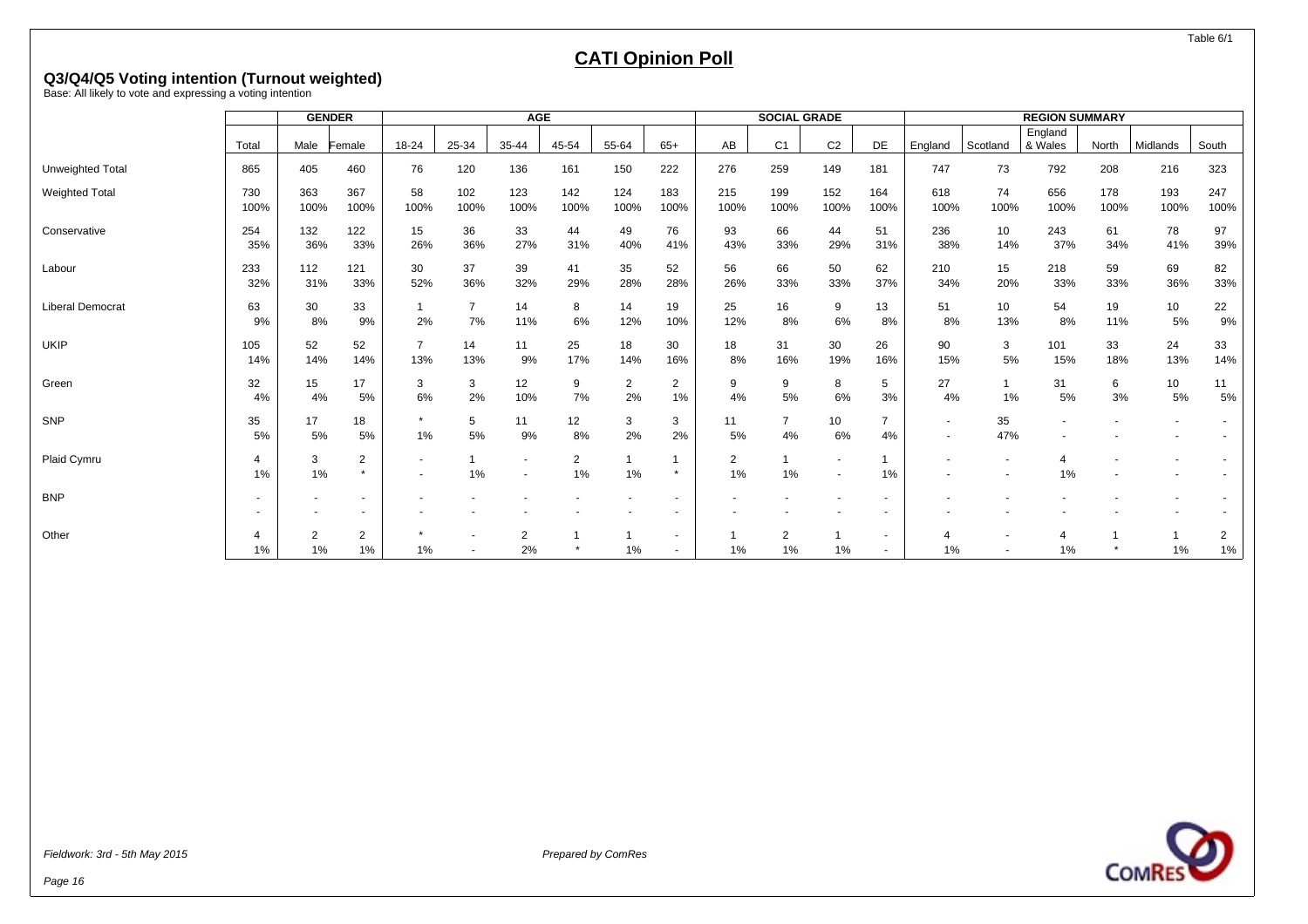Table 6/1

# CATI Opinion Poll

**Q3/Q4/Q5 Voting intention (Turnout weighted)**
Base: All likely to vote and expressing a voting intention

| | | GENDER | | AGE | | | | | | SOCIAL GRADE | | | | REGION SUMMARY | | | | | |
|---|---|---|---|---|---|---|---|---|---|---|---|---|---|---|---|---|---|---|---|
| | Total | Male | Female | 18-24 | 25-34 | 35-44 | 45-54 | 55-64 | 65+ | AB | C1 | C2 | DE | England | Scotland | England & Wales | North | Midlands | South |
| Unweighted Total | 865 | 405 | 460 | 76 | 120 | 136 | 161 | 150 | 222 | 276 | 259 | 149 | 181 | 747 | 73 | 792 | 208 | 216 | 323 |
| Weighted Total | 730 | 363 | 367 | 58 | 102 | 123 | 142 | 124 | 183 | 215 | 199 | 152 | 164 | 618 | 74 | 656 | 178 | 193 | 247 |
| | 100% | 100% | 100% | 100% | 100% | 100% | 100% | 100% | 100% | 100% | 100% | 100% | 100% | 100% | 100% | 100% | 100% | 100% | 100% |
| Conservative | 254 | 132 | 122 | 15 | 36 | 33 | 44 | 49 | 76 | 93 | 66 | 44 | 51 | 236 | 10 | 243 | 61 | 78 | 97 |
| | 35% | 36% | 33% | 26% | 36% | 27% | 31% | 40% | 41% | 43% | 33% | 29% | 31% | 38% | 14% | 37% | 34% | 41% | 39% |
| Labour | 233 | 112 | 121 | 30 | 37 | 39 | 41 | 35 | 52 | 56 | 66 | 50 | 62 | 210 | 15 | 218 | 59 | 69 | 82 |
| | 32% | 31% | 33% | 52% | 36% | 32% | 29% | 28% | 28% | 26% | 33% | 33% | 37% | 34% | 20% | 33% | 33% | 36% | 33% |
| Liberal Democrat | 63 | 30 | 33 | 1 | 7 | 14 | 8 | 14 | 19 | 25 | 16 | 9 | 13 | 51 | 10 | 54 | 19 | 10 | 22 |
| | 9% | 8% | 9% | 2% | 7% | 11% | 6% | 12% | 10% | 12% | 8% | 6% | 8% | 8% | 13% | 8% | 11% | 5% | 9% |
| UKIP | 105 | 52 | 52 | 7 | 14 | 11 | 25 | 18 | 30 | 18 | 31 | 30 | 26 | 90 | 3 | 101 | 33 | 24 | 33 |
| | 14% | 14% | 14% | 13% | 13% | 9% | 17% | 14% | 16% | 8% | 16% | 19% | 16% | 15% | 5% | 15% | 18% | 13% | 14% |
| Green | 32 | 15 | 17 | 3 | 3 | 12 | 9 | 2 | 2 | 9 | 9 | 8 | 5 | 27 | 1 | 31 | 6 | 10 | 11 |
| | 4% | 4% | 5% | 6% | 2% | 10% | 7% | 2% | 1% | 4% | 5% | 6% | 3% | 4% | 1% | 5% | 3% | 5% | 5% |
| SNP | 35 | 17 | 18 | * | 5 | 11 | 12 | 3 | 3 | 11 | 7 | 10 | 7 | - | 35 | - | - | - | - |
| | 5% | 5% | 5% | 1% | 5% | 9% | 8% | 2% | 2% | 5% | 4% | 6% | 4% | - | 47% | - | - | - | - |
| Plaid Cymru | 4 | 3 | 2 | - | 1 | - | 2 | 1 | 1 | 2 | 1 | - | 1 | - | - | 4 | - | - | - |
| | 1% | 1% | * | - | 1% | - | 1% | 1% | * | 1% | 1% | - | 1% | - | - | 1% | - | - | - |
| BNP | - | - | - | - | - | - | - | - | - | - | - | - | - | - | - | - | - | - | - |
| | - | - | - | - | - | - | - | - | - | - | - | - | - | - | - | - | - | - | - |
| Other | 4 | 2 | 2 | * | - | 2 | 1 | 1 | - | 1 | 2 | 1 | - | 4 | - | 4 | 1 | 1 | 2 |
| | 1% | 1% | 1% | 1% | - | 2% | * | 1% | - | 1% | 1% | 1% | - | 1% | - | 1% | * | 1% | 1% |

*Fieldwork: 3rd - 5th May 2015*

*Prepared by ComRes*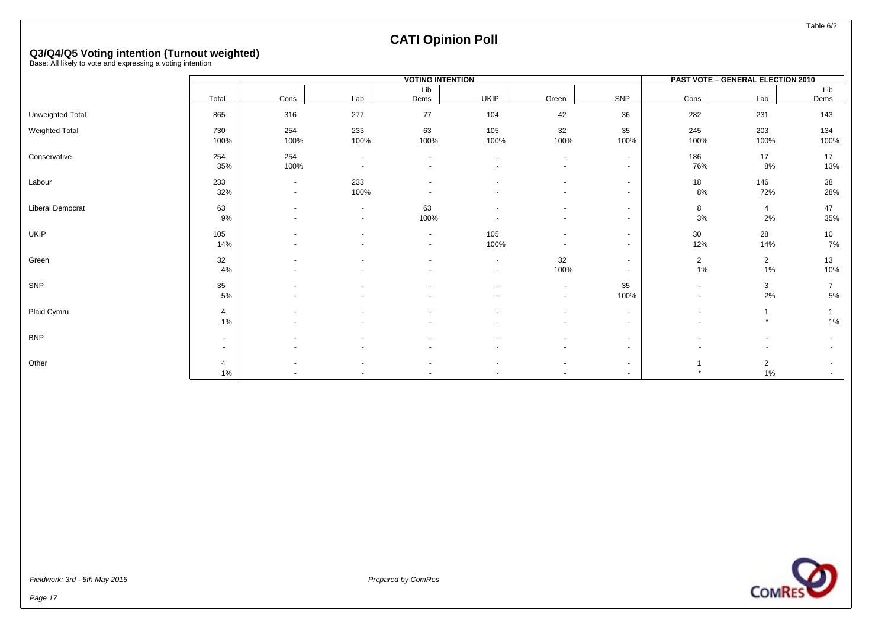Table 6/2

# CATI Opinion Poll

## Q3/Q4/Q5 Voting intention (Turnout weighted)

Base: All likely to vote and expressing a voting intention

| | | VOTING INTENTION | | | | | | PAST VOTE – GENERAL ELECTION 2010 | | |
|---|---|---|---|---|---|---|---|---|---|---|
| | Total | Cons | Lab | Lib Dems | UKIP | Green | SNP | Cons | Lab | Lib Dems |
| Unweighted Total | 865 | 316 | 277 | 77 | 104 | 42 | 36 | 282 | 231 | 143 |
| Weighted Total | 730 | 254 | 233 | 63 | 105 | 32 | 35 | 245 | 203 | 134 |
| | 100% | 100% | 100% | 100% | 100% | 100% | 100% | 100% | 100% | 100% |
| Conservative | 254 | 254 | - | - | - | - | - | 186 | 17 | 17 |
| | 35% | 100% | - | - | - | - | - | 76% | 8% | 13% |
| Labour | 233 | - | 233 | - | - | - | - | 18 | 146 | 38 |
| | 32% | - | 100% | - | - | - | - | 8% | 72% | 28% |
| Liberal Democrat | 63 | - | - | 63 | - | - | - | 8 | 4 | 47 |
| | 9% | - | - | 100% | - | - | - | 3% | 2% | 35% |
| UKIP | 105 | - | - | - | 105 | - | - | 30 | 28 | 10 |
| | 14% | - | - | - | 100% | - | - | 12% | 14% | 7% |
| Green | 32 | - | - | - | - | 32 | - | 2 | 2 | 13 |
| | 4% | - | - | - | - | 100% | - | 1% | 1% | 10% |
| SNP | 35 | - | - | - | - | - | 35 | - | 3 | 7 |
| | 5% | - | - | - | - | - | 100% | - | 2% | 5% |
| Plaid Cymru | 4 | - | - | - | - | - | - | - | 1 | 1 |
| | 1% | - | - | - | - | - | - | - | * | 1% |
| BNP | - | - | - | - | - | - | - | - | - | - |
| | - | - | - | - | - | - | - | - | - | - |
| Other | 4 | - | - | - | - | - | - | 1 | 2 | - |
| | 1% | - | - | - | - | - | - | * | 1% | - |

*Fieldwork: 3rd - 5th May 2015*

*Prepared by ComRes*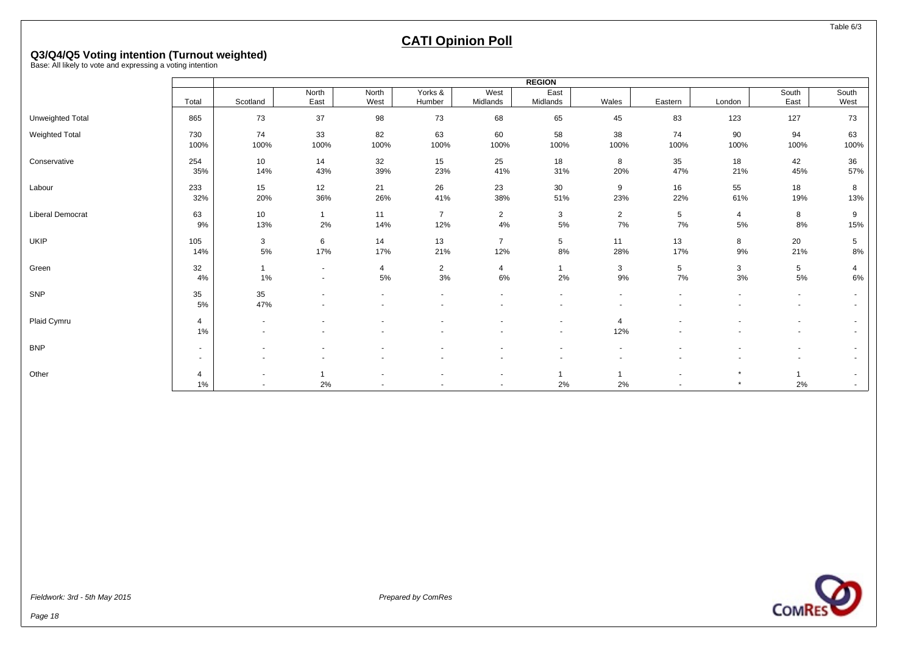Table 6/3

# CATI Opinion Poll

## Q3/Q4/Q5 Voting intention (Turnout weighted)

Base: All likely to vote and expressing a voting intention

| | | REGION | | | | | | | | | | |
|---|---|---|---|---|---|---|---|---|---|---|---|---|
| | Total | Scotland | North East | North West | Yorks & Humber | West Midlands | East Midlands | Wales | Eastern | London | South East | South West |
| Unweighted Total | 865 | 73 | 37 | 98 | 73 | 68 | 65 | 45 | 83 | 123 | 127 | 73 |
| Weighted Total | 730 | 74 | 33 | 82 | 63 | 60 | 58 | 38 | 74 | 90 | 94 | 63 |
| | 100% | 100% | 100% | 100% | 100% | 100% | 100% | 100% | 100% | 100% | 100% | 100% |
| Conservative | 254 | 10 | 14 | 32 | 15 | 25 | 18 | 8 | 35 | 18 | 42 | 36 |
| | 35% | 14% | 43% | 39% | 23% | 41% | 31% | 20% | 47% | 21% | 45% | 57% |
| Labour | 233 | 15 | 12 | 21 | 26 | 23 | 30 | 9 | 16 | 55 | 18 | 8 |
| | 32% | 20% | 36% | 26% | 41% | 38% | 51% | 23% | 22% | 61% | 19% | 13% |
| Liberal Democrat | 63 | 10 | 1 | 11 | 7 | 2 | 3 | 2 | 5 | 4 | 8 | 9 |
| | 9% | 13% | 2% | 14% | 12% | 4% | 5% | 7% | 7% | 5% | 8% | 15% |
| UKIP | 105 | 3 | 6 | 14 | 13 | 7 | 5 | 11 | 13 | 8 | 20 | 5 |
| | 14% | 5% | 17% | 17% | 21% | 12% | 8% | 28% | 17% | 9% | 21% | 8% |
| Green | 32 | 1 | - | 4 | 2 | 4 | 1 | 3 | 5 | 3 | 5 | 4 |
| | 4% | 1% | - | 5% | 3% | 6% | 2% | 9% | 7% | 3% | 5% | 6% |
| SNP | 35 | 35 | - | - | - | - | - | - | - | - | - | - |
| | 5% | 47% | - | - | - | - | - | - | - | - | - | - |
| Plaid Cymru | 4 | - | - | - | - | - | - | 4 | - | - | - | - |
| | 1% | - | - | - | - | - | - | 12% | - | - | - | - |
| BNP | - | - | - | - | - | - | - | - | - | - | - | - |
| | - | - | - | - | - | - | - | - | - | - | - | - |
| Other | 4 | - | 1 | - | - | - | 1 | 1 | - | * | 1 | - |
| | 1% | - | 2% | - | - | - | 2% | 2% | - | * | 2% | - |

*Fieldwork: 3rd - 5th May 2015*

*Prepared by ComRes*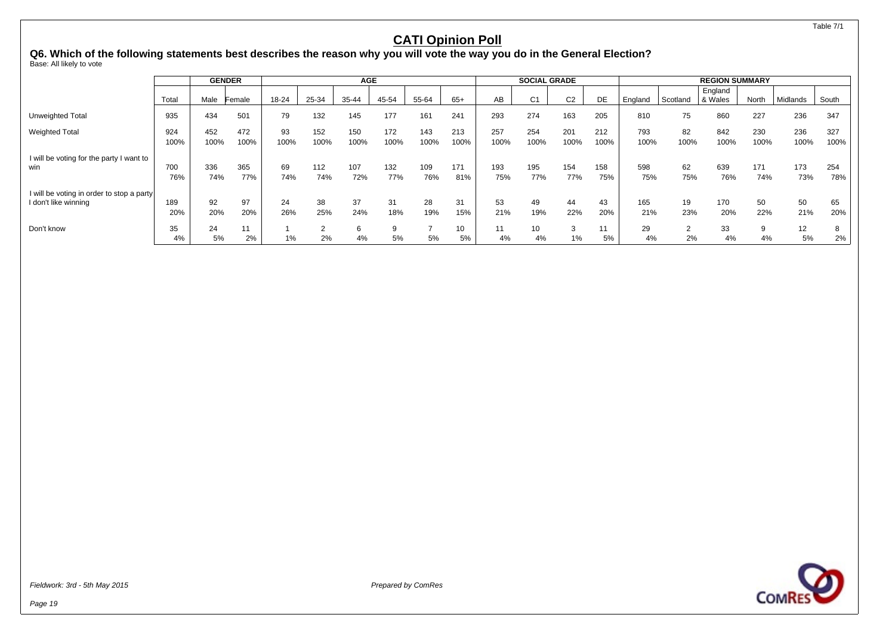Table 7/1

# CATI Opinion Poll

## Q6. Which of the following statements best describes the reason why you will vote the way you do in the General Election?

Base: All likely to vote

| | | GENDER | | AGE | | | | | | SOCIAL GRADE | | | | REGION SUMMARY | | | | | |
|---|---|---|---|---|---|---|---|---|---|---|---|---|---|---|---|---|---|---|---|
| | Total | Male | Female | 18-24 | 25-34 | 35-44 | 45-54 | 55-64 | 65+ | AB | C1 | C2 | DE | England | Scotland | England & Wales | North | Midlands | South |
| Unweighted Total | 935 | 434 | 501 | 79 | 132 | 145 | 177 | 161 | 241 | 293 | 274 | 163 | 205 | 810 | 75 | 860 | 227 | 236 | 347 |
| Weighted Total | 924 | 452 | 472 | 93 | 152 | 150 | 172 | 143 | 213 | 257 | 254 | 201 | 212 | 793 | 82 | 842 | 230 | 236 | 327 |
| | 100% | 100% | 100% | 100% | 100% | 100% | 100% | 100% | 100% | 100% | 100% | 100% | 100% | 100% | 100% | 100% | 100% | 100% | 100% |
| I will be voting for the party I want to win | 700 | 336 | 365 | 69 | 112 | 107 | 132 | 109 | 171 | 193 | 195 | 154 | 158 | 598 | 62 | 639 | 171 | 173 | 254 |
| | 76% | 74% | 77% | 74% | 74% | 72% | 77% | 76% | 81% | 75% | 77% | 77% | 75% | 75% | 75% | 76% | 74% | 73% | 78% |
| I will be voting in order to stop a party I don't like winning | 189 | 92 | 97 | 24 | 38 | 37 | 31 | 28 | 31 | 53 | 49 | 44 | 43 | 165 | 19 | 170 | 50 | 50 | 65 |
| | 20% | 20% | 20% | 26% | 25% | 24% | 18% | 19% | 15% | 21% | 19% | 22% | 20% | 21% | 23% | 20% | 22% | 21% | 20% |
| Don't know | 35 | 24 | 11 | 1 | 2 | 6 | 9 | 7 | 10 | 11 | 10 | 3 | 11 | 29 | 2 | 33 | 9 | 12 | 8 |
| | 4% | 5% | 2% | 1% | 2% | 4% | 5% | 5% | 5% | 4% | 4% | 1% | 5% | 4% | 2% | 4% | 4% | 5% | 2% |

*Fieldwork: 3rd - 5th May 2015*

*Prepared by ComRes*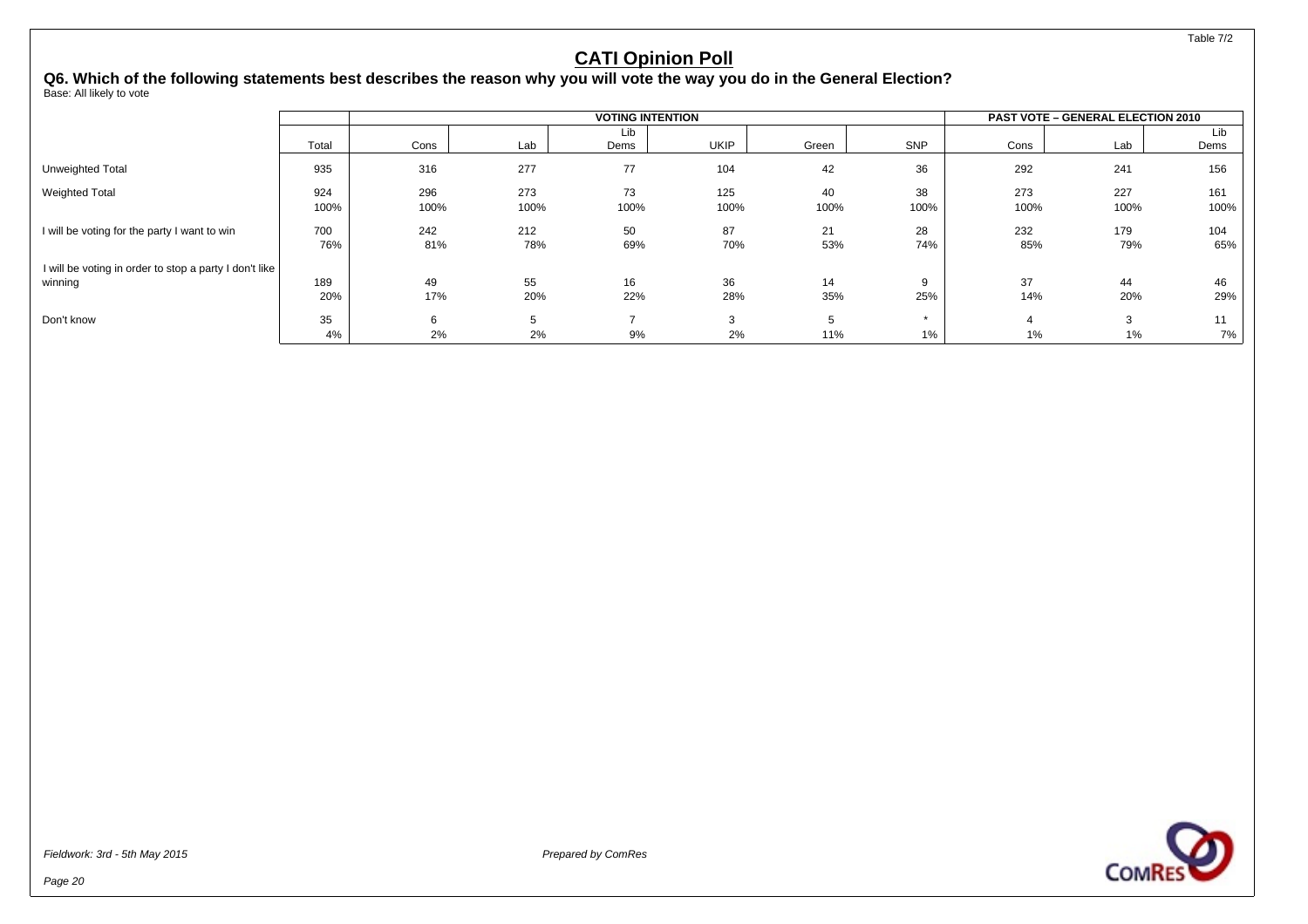Table 7/2

# CATI Opinion Poll

## Q6. Which of the following statements best describes the reason why you will vote the way you do in the General Election?

Base: All likely to vote

| | | VOTING INTENTION | | | | | | PAST VOTE – GENERAL ELECTION 2010 | | |
|---|---|---|---|---|---|---|---|---|---|---|
| | Total | Cons | Lab | Lib Dems | UKIP | Green | SNP | Cons | Lab | Lib Dems |
| Unweighted Total | 935 | 316 | 277 | 77 | 104 | 42 | 36 | 292 | 241 | 156 |
| Weighted Total | 924 | 296 | 273 | 73 | 125 | 40 | 38 | 273 | 227 | 161 |
| | 100% | 100% | 100% | 100% | 100% | 100% | 100% | 100% | 100% | 100% |
| I will be voting for the party I want to win | 700 | 242 | 212 | 50 | 87 | 21 | 28 | 232 | 179 | 104 |
| | 76% | 81% | 78% | 69% | 70% | 53% | 74% | 85% | 79% | 65% |
| I will be voting in order to stop a party I don't like winning | 189 | 49 | 55 | 16 | 36 | 14 | 9 | 37 | 44 | 46 |
| | 20% | 17% | 20% | 22% | 28% | 35% | 25% | 14% | 20% | 29% |
| Don't know | 35 | 6 | 5 | 7 | 3 | 5 | * | 4 | 3 | 11 |
| | 4% | 2% | 2% | 9% | 2% | 11% | 1% | 1% | 1% | 7% |

*Fieldwork: 3rd - 5th May 2015*

*Prepared by ComRes*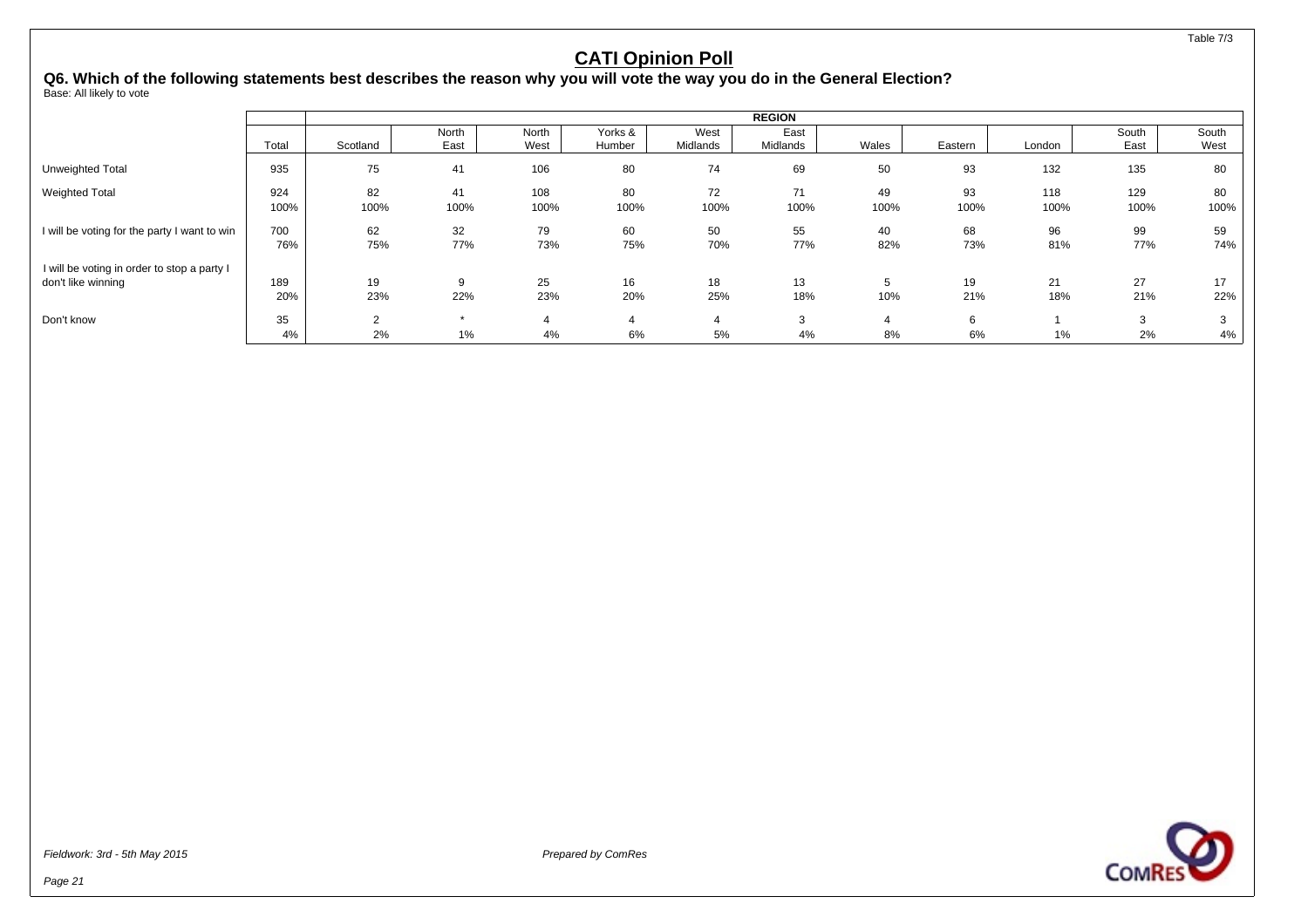Table 7/3

# CATI Opinion Poll

## Q6. Which of the following statements best describes the reason why you will vote the way you do in the General Election?

Base: All likely to vote

| | | REGION | | | | | | | | | | |
|---|---|---|---|---|---|---|---|---|---|---|---|---|
| | Total | Scotland | North East | North West | Yorks & Humber | West Midlands | East Midlands | Wales | Eastern | London | South East | South West |
| Unweighted Total | 935 | 75 | 41 | 106 | 80 | 74 | 69 | 50 | 93 | 132 | 135 | 80 |
| Weighted Total | 924 | 82 | 41 | 108 | 80 | 72 | 71 | 49 | 93 | 118 | 129 | 80 |
| | 100% | 100% | 100% | 100% | 100% | 100% | 100% | 100% | 100% | 100% | 100% | 100% |
| I will be voting for the party I want to win | 700 | 62 | 32 | 79 | 60 | 50 | 55 | 40 | 68 | 96 | 99 | 59 |
| | 76% | 75% | 77% | 73% | 75% | 70% | 77% | 82% | 73% | 81% | 77% | 74% |
| I will be voting in order to stop a party I don't like winning | 189 | 19 | 9 | 25 | 16 | 18 | 13 | 5 | 19 | 21 | 27 | 17 |
| | 20% | 23% | 22% | 23% | 20% | 25% | 18% | 10% | 21% | 18% | 21% | 22% |
| Don't know | 35 | 2 | * | 4 | 4 | 4 | 3 | 4 | 6 | 1 | 3 | 3 |
| | 4% | 2% | 1% | 4% | 6% | 5% | 4% | 8% | 6% | 1% | 2% | 4% |

*Fieldwork: 3rd - 5th May 2015*

*Prepared by ComRes*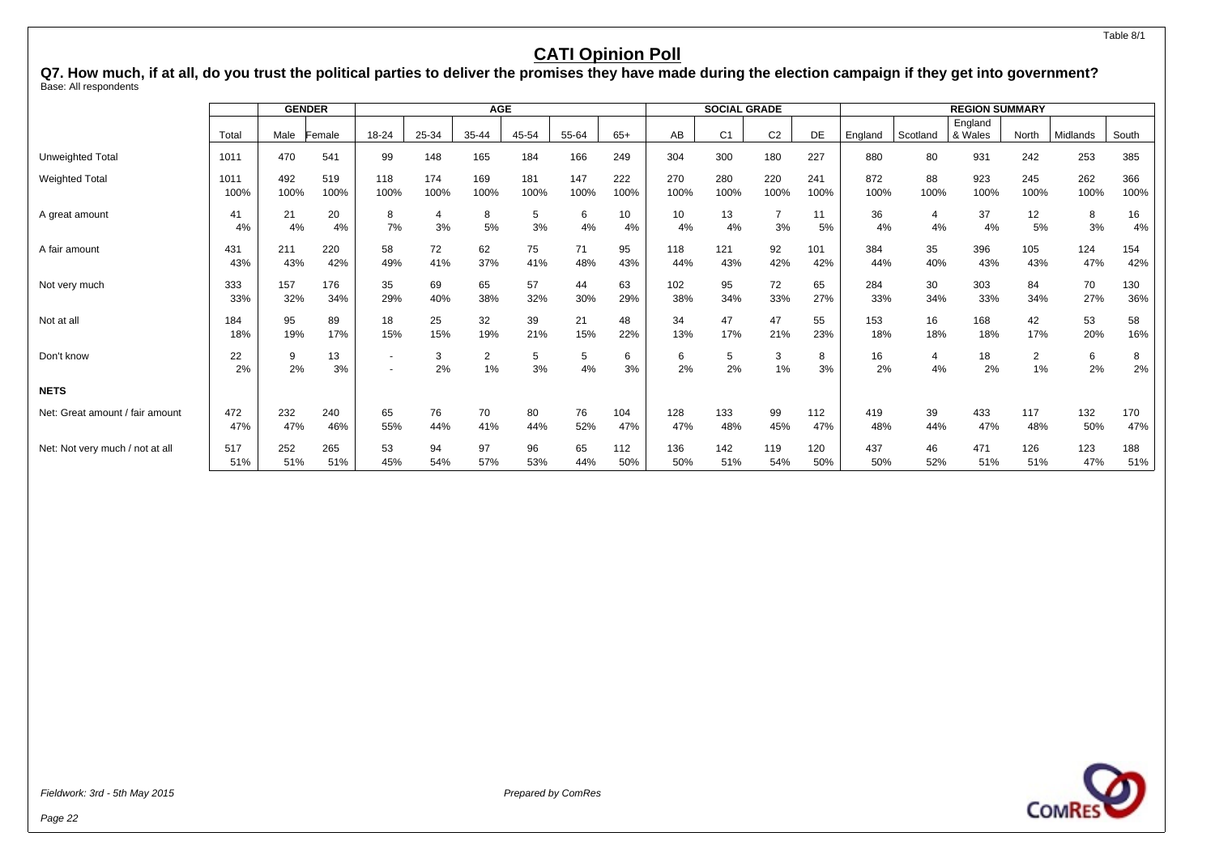Table 8/1

# CATI Opinion Poll

**Q7. How much, if at all, do you trust the political parties to deliver the promises they have made during the election campaign if they get into government?**
Base: All respondents

| | | GENDER | | AGE | | | | | | SOCIAL GRADE | | | | REGION SUMMARY | | | | | |
|---|---|---|---|---|---|---|---|---|---|---|---|---|---|---|---|---|---|---|---|
| | Total | Male | Female | 18-24 | 25-34 | 35-44 | 45-54 | 55-64 | 65+ | AB | C1 | C2 | DE | England | Scotland | England & Wales | North | Midlands | South |
| Unweighted Total | 1011 | 470 | 541 | 99 | 148 | 165 | 184 | 166 | 249 | 304 | 300 | 180 | 227 | 880 | 80 | 931 | 242 | 253 | 385 |
| Weighted Total | 1011 | 492 | 519 | 118 | 174 | 169 | 181 | 147 | 222 | 270 | 280 | 220 | 241 | 872 | 88 | 923 | 245 | 262 | 366 |
| | 100% | 100% | 100% | 100% | 100% | 100% | 100% | 100% | 100% | 100% | 100% | 100% | 100% | 100% | 100% | 100% | 100% | 100% | 100% |
| A great amount | 41 | 21 | 20 | 8 | 4 | 8 | 5 | 6 | 10 | 10 | 13 | 7 | 11 | 36 | 4 | 37 | 12 | 8 | 16 |
| | 4% | 4% | 4% | 7% | 3% | 5% | 3% | 4% | 4% | 4% | 4% | 3% | 5% | 4% | 4% | 4% | 5% | 3% | 4% |
| A fair amount | 431 | 211 | 220 | 58 | 72 | 62 | 75 | 71 | 95 | 118 | 121 | 92 | 101 | 384 | 35 | 396 | 105 | 124 | 154 |
| | 43% | 43% | 42% | 49% | 41% | 37% | 41% | 48% | 43% | 44% | 43% | 42% | 42% | 44% | 40% | 43% | 43% | 47% | 42% |
| Not very much | 333 | 157 | 176 | 35 | 69 | 65 | 57 | 44 | 63 | 102 | 95 | 72 | 65 | 284 | 30 | 303 | 84 | 70 | 130 |
| | 33% | 32% | 34% | 29% | 40% | 38% | 32% | 30% | 29% | 38% | 34% | 33% | 27% | 33% | 34% | 33% | 34% | 27% | 36% |
| Not at all | 184 | 95 | 89 | 18 | 25 | 32 | 39 | 21 | 48 | 34 | 47 | 47 | 55 | 153 | 16 | 168 | 42 | 53 | 58 |
| | 18% | 19% | 17% | 15% | 15% | 19% | 21% | 15% | 22% | 13% | 17% | 21% | 23% | 18% | 18% | 18% | 17% | 20% | 16% |
| Don't know | 22 | 9 | 13 | - | 3 | 2 | 5 | 5 | 6 | 6 | 5 | 3 | 8 | 16 | 4 | 18 | 2 | 6 | 8 |
| | 2% | 2% | 3% | - | 2% | 1% | 3% | 4% | 3% | 2% | 2% | 1% | 3% | 2% | 4% | 2% | 1% | 2% | 2% |
| **NETS** | | | | | | | | | | | | | | | | | | | |
| Net: Great amount / fair amount | 472 | 232 | 240 | 65 | 76 | 70 | 80 | 76 | 104 | 128 | 133 | 99 | 112 | 419 | 39 | 433 | 117 | 132 | 170 |
| | 47% | 47% | 46% | 55% | 44% | 41% | 44% | 52% | 47% | 47% | 48% | 45% | 47% | 48% | 44% | 47% | 48% | 50% | 47% |
| Net: Not very much / not at all | 517 | 252 | 265 | 53 | 94 | 97 | 96 | 65 | 112 | 136 | 142 | 119 | 120 | 437 | 46 | 471 | 126 | 123 | 188 |
| | 51% | 51% | 51% | 45% | 54% | 57% | 53% | 44% | 50% | 50% | 51% | 54% | 50% | 50% | 52% | 51% | 51% | 47% | 51% |

*Fieldwork: 3rd - 5th May 2015*

*Prepared by ComRes*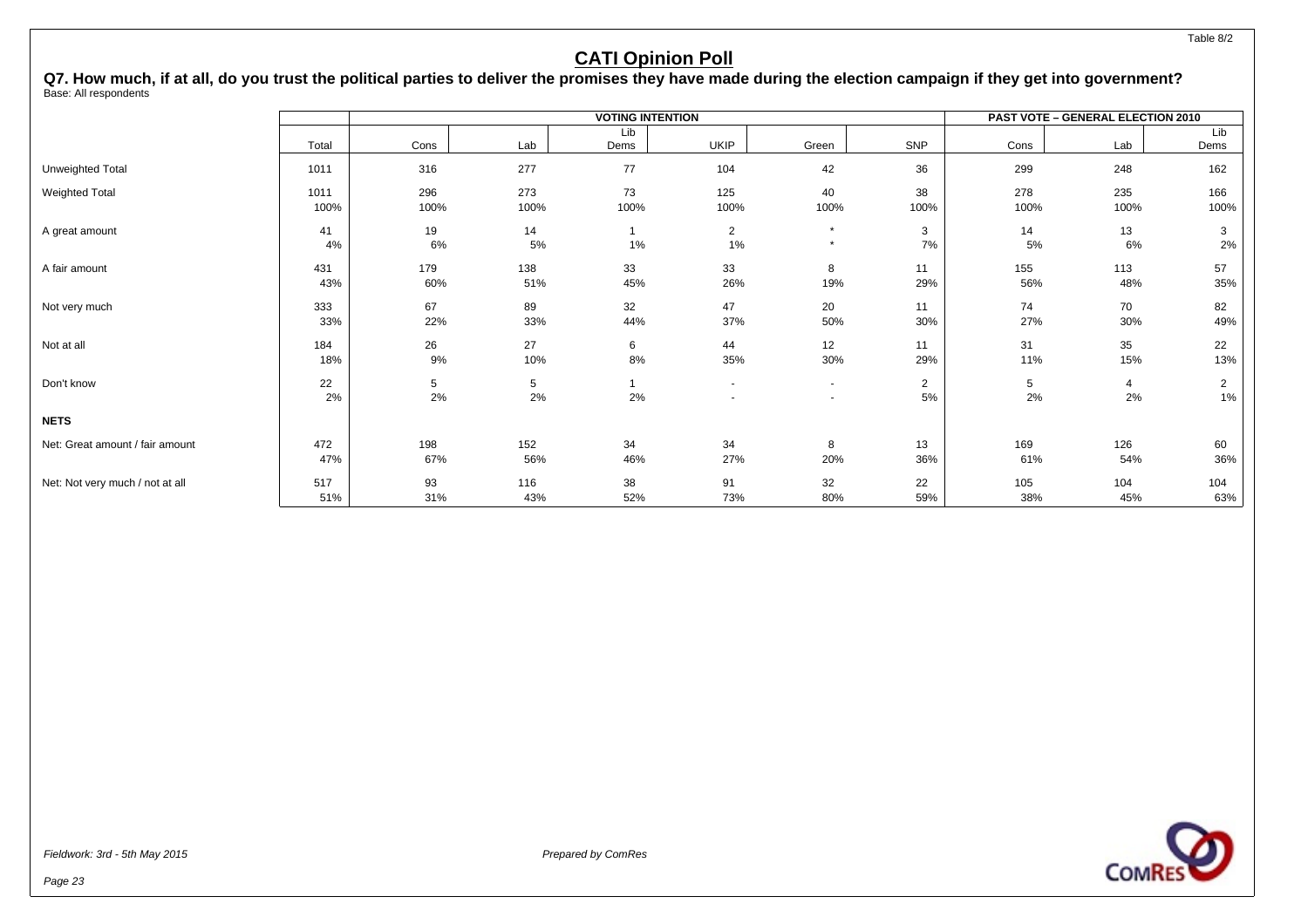Table 8/2

# CATI Opinion Poll

**Q7. How much, if at all, do you trust the political parties to deliver the promises they have made during the election campaign if they get into government?**
Base: All respondents

| | | VOTING INTENTION | | | | | | PAST VOTE – GENERAL ELECTION 2010 | | |
|---|---|---|---|---|---|---|---|---|---|---|
| | Total | Cons | Lab | Lib Dems | UKIP | Green | SNP | Cons | Lab | Lib Dems |
| Unweighted Total | 1011 | 316 | 277 | 77 | 104 | 42 | 36 | 299 | 248 | 162 |
| Weighted Total | 1011 | 296 | 273 | 73 | 125 | 40 | 38 | 278 | 235 | 166 |
| | 100% | 100% | 100% | 100% | 100% | 100% | 100% | 100% | 100% | 100% |
| A great amount | 41 | 19 | 14 | 1 | 2 | * | 3 | 14 | 13 | 3 |
| | 4% | 6% | 5% | 1% | 1% | * | 7% | 5% | 6% | 2% |
| A fair amount | 431 | 179 | 138 | 33 | 33 | 8 | 11 | 155 | 113 | 57 |
| | 43% | 60% | 51% | 45% | 26% | 19% | 29% | 56% | 48% | 35% |
| Not very much | 333 | 67 | 89 | 32 | 47 | 20 | 11 | 74 | 70 | 82 |
| | 33% | 22% | 33% | 44% | 37% | 50% | 30% | 27% | 30% | 49% |
| Not at all | 184 | 26 | 27 | 6 | 44 | 12 | 11 | 31 | 35 | 22 |
| | 18% | 9% | 10% | 8% | 35% | 30% | 29% | 11% | 15% | 13% |
| Don't know | 22 | 5 | 5 | 1 | - | - | 2 | 5 | 4 | 2 |
| | 2% | 2% | 2% | 2% | - | - | 5% | 2% | 2% | 1% |
| **NETS** | | | | | | | | | | |
| Net: Great amount / fair amount | 472 | 198 | 152 | 34 | 34 | 8 | 13 | 169 | 126 | 60 |
| | 47% | 67% | 56% | 46% | 27% | 20% | 36% | 61% | 54% | 36% |
| Net: Not very much / not at all | 517 | 93 | 116 | 38 | 91 | 32 | 22 | 105 | 104 | 104 |
| | 51% | 31% | 43% | 52% | 73% | 80% | 59% | 38% | 45% | 63% |

*Fieldwork: 3rd - 5th May 2015*

*Prepared by ComRes*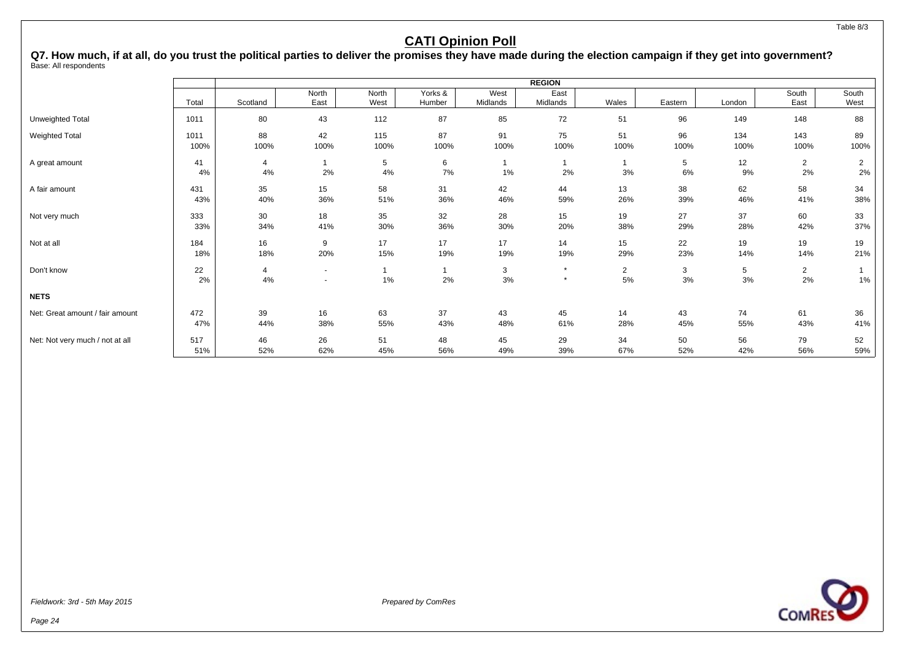Table 8/3

# CATI Opinion Poll

**Q7. How much, if at all, do you trust the political parties to deliver the promises they have made during the election campaign if they get into government?**
Base: All respondents

| | | REGION | | | | | | | | | | |
|---|---|---|---|---|---|---|---|---|---|---|---|---|
| | Total | Scotland | North East | North West | Yorks & Humber | West Midlands | East Midlands | Wales | Eastern | London | South East | South West |
| Unweighted Total | 1011 | 80 | 43 | 112 | 87 | 85 | 72 | 51 | 96 | 149 | 148 | 88 |
| Weighted Total | 1011 | 88 | 42 | 115 | 87 | 91 | 75 | 51 | 96 | 134 | 143 | 89 |
| | 100% | 100% | 100% | 100% | 100% | 100% | 100% | 100% | 100% | 100% | 100% | 100% |
| A great amount | 41 | 4 | 1 | 5 | 6 | 1 | 1 | 1 | 5 | 12 | 2 | 2 |
| | 4% | 4% | 2% | 4% | 7% | 1% | 2% | 3% | 6% | 9% | 2% | 2% |
| A fair amount | 431 | 35 | 15 | 58 | 31 | 42 | 44 | 13 | 38 | 62 | 58 | 34 |
| | 43% | 40% | 36% | 51% | 36% | 46% | 59% | 26% | 39% | 46% | 41% | 38% |
| Not very much | 333 | 30 | 18 | 35 | 32 | 28 | 15 | 19 | 27 | 37 | 60 | 33 |
| | 33% | 34% | 41% | 30% | 36% | 30% | 20% | 38% | 29% | 28% | 42% | 37% |
| Not at all | 184 | 16 | 9 | 17 | 17 | 17 | 14 | 15 | 22 | 19 | 19 | 19 |
| | 18% | 18% | 20% | 15% | 19% | 19% | 19% | 29% | 23% | 14% | 14% | 21% |
| Don't know | 22 | 4 | - | 1 | 1 | 3 | * | 2 | 3 | 5 | 2 | 1 |
| | 2% | 4% | - | 1% | 2% | 3% | * | 5% | 3% | 3% | 2% | 1% |
| **NETS** | | | | | | | | | | | | |
| Net: Great amount / fair amount | 472 | 39 | 16 | 63 | 37 | 43 | 45 | 14 | 43 | 74 | 61 | 36 |
| | 47% | 44% | 38% | 55% | 43% | 48% | 61% | 28% | 45% | 55% | 43% | 41% |
| Net: Not very much / not at all | 517 | 46 | 26 | 51 | 48 | 45 | 29 | 34 | 50 | 56 | 79 | 52 |
| | 51% | 52% | 62% | 45% | 56% | 49% | 39% | 67% | 52% | 42% | 56% | 59% |

*Fieldwork: 3rd - 5th May 2015*

*Prepared by ComRes*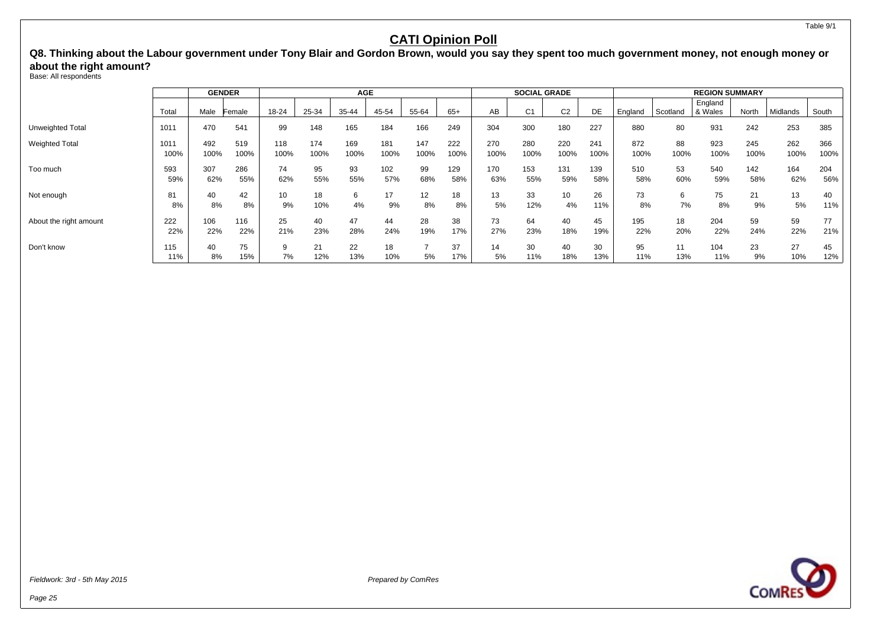# CATI Opinion Poll

**Q8. Thinking about the Labour government under Tony Blair and Gordon Brown, would you say they spent too much government money, not enough money or about the right amount?**

Base: All respondents

| | | GENDER | | AGE | | | | | | SOCIAL GRADE | | | | REGION SUMMARY | | | | | |
|---|---|---|---|---|---|---|---|---|---|---|---|---|---|---|---|---|---|---|---|
| | Total | Male | Female | 18-24 | 25-34 | 35-44 | 45-54 | 55-64 | 65+ | AB | C1 | C2 | DE | England | Scotland | England & Wales | North | Midlands | South |
| Unweighted Total | 1011 | 470 | 541 | 99 | 148 | 165 | 184 | 166 | 249 | 304 | 300 | 180 | 227 | 880 | 80 | 931 | 242 | 253 | 385 |
| Weighted Total | 1011 | 492 | 519 | 118 | 174 | 169 | 181 | 147 | 222 | 270 | 280 | 220 | 241 | 872 | 88 | 923 | 245 | 262 | 366 |
| | 100% | 100% | 100% | 100% | 100% | 100% | 100% | 100% | 100% | 100% | 100% | 100% | 100% | 100% | 100% | 100% | 100% | 100% | 100% |
| Too much | 593 | 307 | 286 | 74 | 95 | 93 | 102 | 99 | 129 | 170 | 153 | 131 | 139 | 510 | 53 | 540 | 142 | 164 | 204 |
| | 59% | 62% | 55% | 62% | 55% | 55% | 57% | 68% | 58% | 63% | 55% | 59% | 58% | 58% | 60% | 59% | 58% | 62% | 56% |
| Not enough | 81 | 40 | 42 | 10 | 18 | 6 | 17 | 12 | 18 | 13 | 33 | 10 | 26 | 73 | 6 | 75 | 21 | 13 | 40 |
| | 8% | 8% | 8% | 9% | 10% | 4% | 9% | 8% | 8% | 5% | 12% | 4% | 11% | 8% | 7% | 8% | 9% | 5% | 11% |
| About the right amount | 222 | 106 | 116 | 25 | 40 | 47 | 44 | 28 | 38 | 73 | 64 | 40 | 45 | 195 | 18 | 204 | 59 | 59 | 77 |
| | 22% | 22% | 22% | 21% | 23% | 28% | 24% | 19% | 17% | 27% | 23% | 18% | 19% | 22% | 20% | 22% | 24% | 22% | 21% |
| Don't know | 115 | 40 | 75 | 9 | 21 | 22 | 18 | 7 | 37 | 14 | 30 | 40 | 30 | 95 | 11 | 104 | 23 | 27 | 45 |
| | 11% | 8% | 15% | 7% | 12% | 13% | 10% | 5% | 17% | 5% | 11% | 18% | 13% | 11% | 13% | 11% | 9% | 10% | 12% |

*Fieldwork: 3rd - 5th May 2015*

*Prepared by ComRes*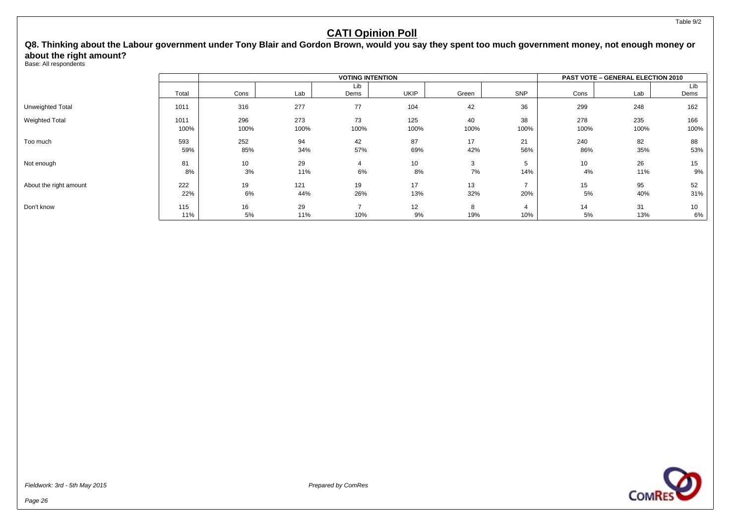# CATI Opinion Poll

**Q8. Thinking about the Labour government under Tony Blair and Gordon Brown, would you say they spent too much government money, not enough money or about the right amount?**

Base: All respondents

| | Total | VOTING INTENTION | | | | | | PAST VOTE – GENERAL ELECTION 2010 | | |
|---|---|---|---|---|---|---|---|---|---|---|
| | | Cons | Lab | Lib Dems | UKIP | Green | SNP | Cons | Lab | Lib Dems |
| Unweighted Total | 1011 | 316 | 277 | 77 | 104 | 42 | 36 | 299 | 248 | 162 |
| Weighted Total | 1011 | 296 | 273 | 73 | 125 | 40 | 38 | 278 | 235 | 166 |
| | 100% | 100% | 100% | 100% | 100% | 100% | 100% | 100% | 100% | 100% |
| Too much | 593 | 252 | 94 | 42 | 87 | 17 | 21 | 240 | 82 | 88 |
| | 59% | 85% | 34% | 57% | 69% | 42% | 56% | 86% | 35% | 53% |
| Not enough | 81 | 10 | 29 | 4 | 10 | 3 | 5 | 10 | 26 | 15 |
| | 8% | 3% | 11% | 6% | 8% | 7% | 14% | 4% | 11% | 9% |
| About the right amount | 222 | 19 | 121 | 19 | 17 | 13 | 7 | 15 | 95 | 52 |
| | 22% | 6% | 44% | 26% | 13% | 32% | 20% | 5% | 40% | 31% |
| Don't know | 115 | 16 | 29 | 7 | 12 | 8 | 4 | 14 | 31 | 10 |
| | 11% | 5% | 11% | 10% | 9% | 19% | 10% | 5% | 13% | 6% |

*Fieldwork: 3rd - 5th May 2015*

*Prepared by ComRes*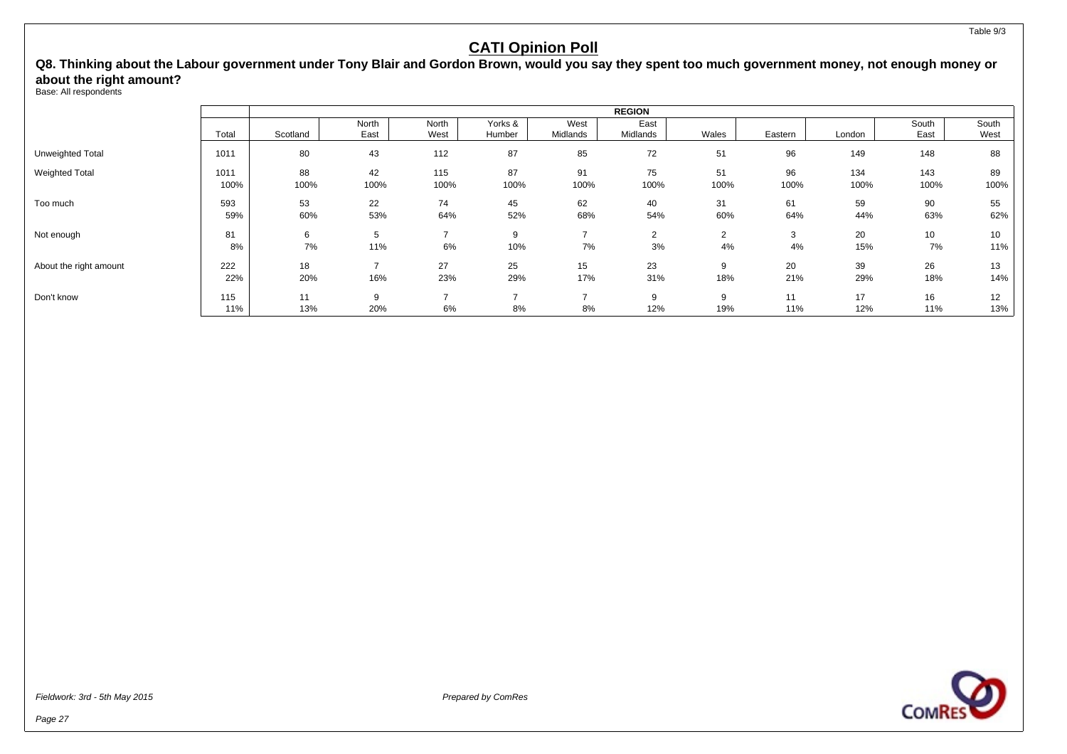Table 9/3

# CATI Opinion Poll

## Q8. Thinking about the Labour government under Tony Blair and Gordon Brown, would you say they spent too much government money, not enough money or about the right amount?

Base: All respondents

| | | REGION | | | | | | | | | | |
|---|---|---|---|---|---|---|---|---|---|---|---|---|
| | Total | Scotland | North East | North West | Yorks & Humber | West Midlands | East Midlands | Wales | Eastern | London | South East | South West |
| Unweighted Total | 1011 | 80 | 43 | 112 | 87 | 85 | 72 | 51 | 96 | 149 | 148 | 88 |
| Weighted Total | 1011 | 88 | 42 | 115 | 87 | 91 | 75 | 51 | 96 | 134 | 143 | 89 |
| | 100% | 100% | 100% | 100% | 100% | 100% | 100% | 100% | 100% | 100% | 100% | 100% |
| Too much | 593 | 53 | 22 | 74 | 45 | 62 | 40 | 31 | 61 | 59 | 90 | 55 |
| | 59% | 60% | 53% | 64% | 52% | 68% | 54% | 60% | 64% | 44% | 63% | 62% |
| Not enough | 81 | 6 | 5 | 7 | 9 | 7 | 2 | 2 | 3 | 20 | 10 | 10 |
| | 8% | 7% | 11% | 6% | 10% | 7% | 3% | 4% | 4% | 15% | 7% | 11% |
| About the right amount | 222 | 18 | 7 | 27 | 25 | 15 | 23 | 9 | 20 | 39 | 26 | 13 |
| | 22% | 20% | 16% | 23% | 29% | 17% | 31% | 18% | 21% | 29% | 18% | 14% |
| Don't know | 115 | 11 | 9 | 7 | 7 | 7 | 9 | 9 | 11 | 17 | 16 | 12 |
| | 11% | 13% | 20% | 6% | 8% | 8% | 12% | 19% | 11% | 12% | 11% | 13% |

*Fieldwork: 3rd - 5th May 2015*

*Prepared by ComRes*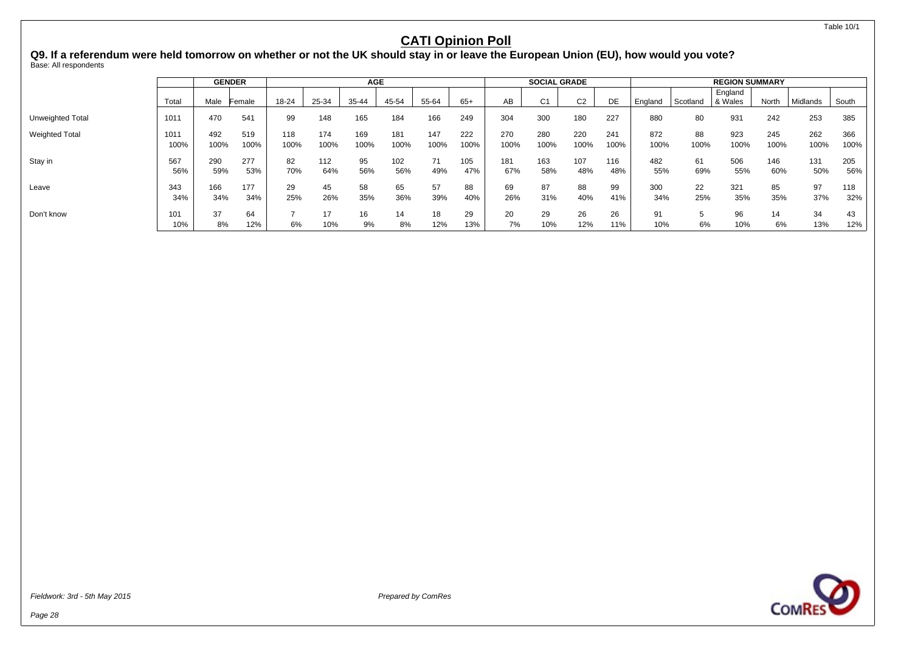Table 10/1

# CATI Opinion Poll

**Q9. If a referendum were held tomorrow on whether or not the UK should stay in or leave the European Union (EU), how would you vote?**
Base: All respondents

| | | GENDER | | AGE | | | | | | SOCIAL GRADE | | | | REGION SUMMARY | | | | | |
|---|---|---|---|---|---|---|---|---|---|---|---|---|---|---|---|---|---|---|---|
| | Total | Male | Female | 18-24 | 25-34 | 35-44 | 45-54 | 55-64 | 65+ | AB | C1 | C2 | DE | England | Scotland | England & Wales | North | Midlands | South |
| Unweighted Total | 1011 | 470 | 541 | 99 | 148 | 165 | 184 | 166 | 249 | 304 | 300 | 180 | 227 | 880 | 80 | 931 | 242 | 253 | 385 |
| Weighted Total | 1011 | 492 | 519 | 118 | 174 | 169 | 181 | 147 | 222 | 270 | 280 | 220 | 241 | 872 | 88 | 923 | 245 | 262 | 366 |
| | 100% | 100% | 100% | 100% | 100% | 100% | 100% | 100% | 100% | 100% | 100% | 100% | 100% | 100% | 100% | 100% | 100% | 100% | 100% |
| Stay in | 567 | 290 | 277 | 82 | 112 | 95 | 102 | 71 | 105 | 181 | 163 | 107 | 116 | 482 | 61 | 506 | 146 | 131 | 205 |
| | 56% | 59% | 53% | 70% | 64% | 56% | 56% | 49% | 47% | 67% | 58% | 48% | 48% | 55% | 69% | 55% | 60% | 50% | 56% |
| Leave | 343 | 166 | 177 | 29 | 45 | 58 | 65 | 57 | 88 | 69 | 87 | 88 | 99 | 300 | 22 | 321 | 85 | 97 | 118 |
| | 34% | 34% | 34% | 25% | 26% | 35% | 36% | 39% | 40% | 26% | 31% | 40% | 41% | 34% | 25% | 35% | 35% | 37% | 32% |
| Don't know | 101 | 37 | 64 | 7 | 17 | 16 | 14 | 18 | 29 | 20 | 29 | 26 | 26 | 91 | 5 | 96 | 14 | 34 | 43 |
| | 10% | 8% | 12% | 6% | 10% | 9% | 8% | 12% | 13% | 7% | 10% | 12% | 11% | 10% | 6% | 10% | 6% | 13% | 12% |

*Fieldwork: 3rd - 5th May 2015*

*Prepared by ComRes*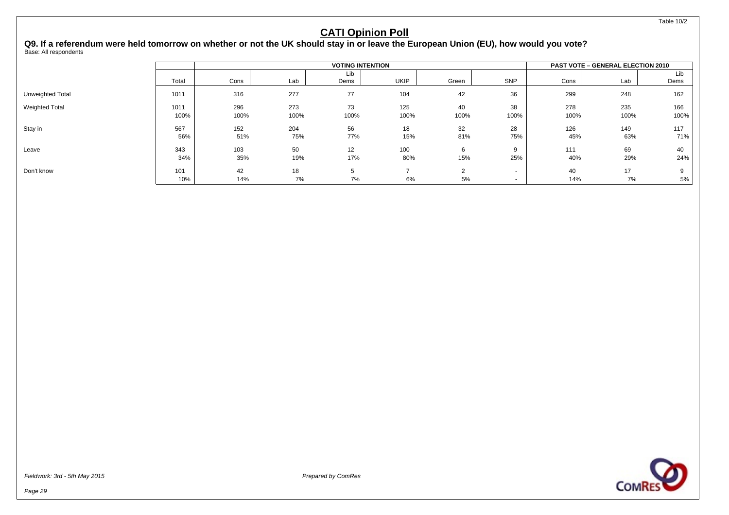Table 10/2

# CATI Opinion Poll

## Q9. If a referendum were held tomorrow on whether or not the UK should stay in or leave the European Union (EU), how would you vote?

Base: All respondents

| | | VOTING INTENTION | | | | | | PAST VOTE – GENERAL ELECTION 2010 | | |
|---|---|---|---|---|---|---|---|---|---|---|
| | Total | Cons | Lab | Lib Dems | UKIP | Green | SNP | Cons | Lab | Lib Dems |
| Unweighted Total | 1011 | 316 | 277 | 77 | 104 | 42 | 36 | 299 | 248 | 162 |
| Weighted Total | 1011 | 296 | 273 | 73 | 125 | 40 | 38 | 278 | 235 | 166 |
| | 100% | 100% | 100% | 100% | 100% | 100% | 100% | 100% | 100% | 100% |
| Stay in | 567 | 152 | 204 | 56 | 18 | 32 | 28 | 126 | 149 | 117 |
| | 56% | 51% | 75% | 77% | 15% | 81% | 75% | 45% | 63% | 71% |
| Leave | 343 | 103 | 50 | 12 | 100 | 6 | 9 | 111 | 69 | 40 |
| | 34% | 35% | 19% | 17% | 80% | 15% | 25% | 40% | 29% | 24% |
| Don't know | 101 | 42 | 18 | 5 | 7 | 2 | - | 40 | 17 | 9 |
| | 10% | 14% | 7% | 7% | 6% | 5% | - | 14% | 7% | 5% |

*Fieldwork: 3rd - 5th May 2015*

*Prepared by ComRes*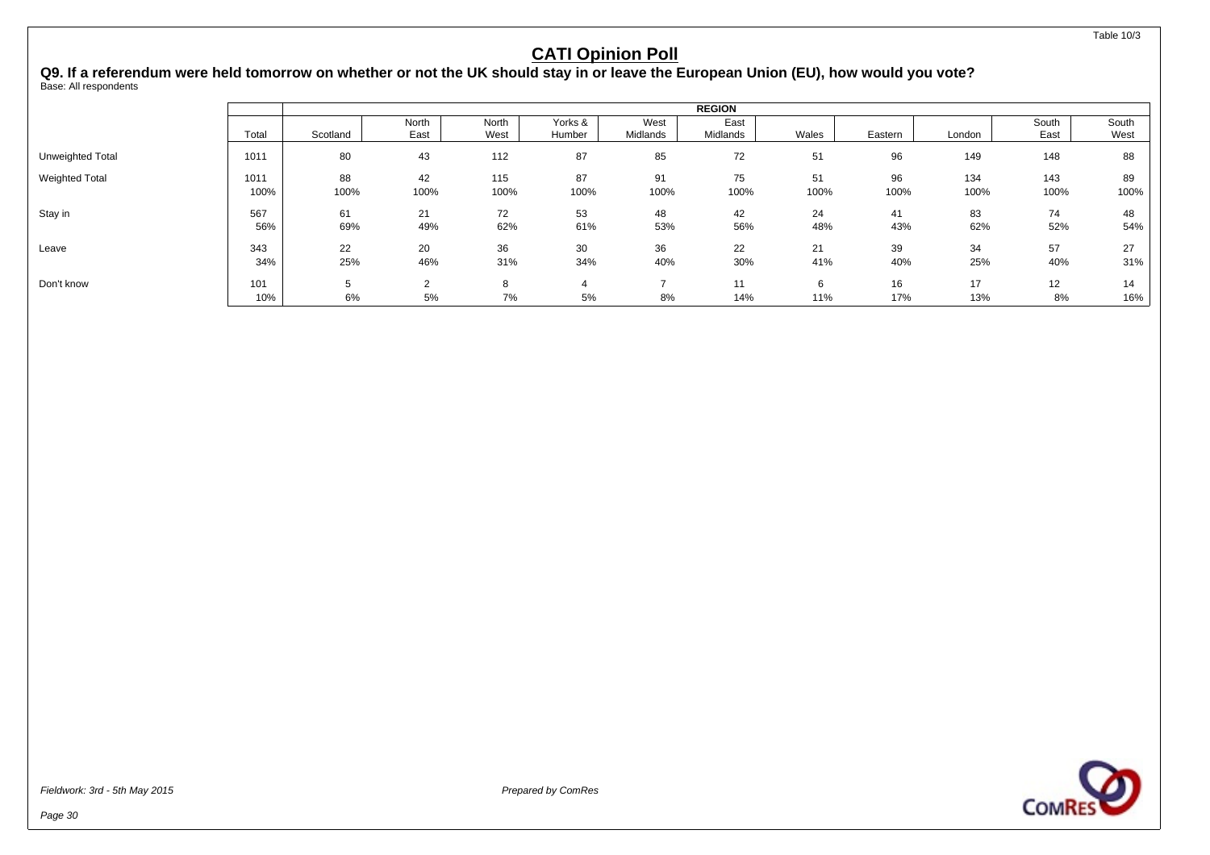Table 10/3

# CATI Opinion Poll

## Q9. If a referendum were held tomorrow on whether or not the UK should stay in or leave the European Union (EU), how would you vote?

Base: All respondents

| | | REGION | | | | | | | | | | |
|---|---|---|---|---|---|---|---|---|---|---|---|---|
| | Total | Scotland | North East | North West | Yorks & Humber | West Midlands | East Midlands | Wales | Eastern | London | South East | South West |
| Unweighted Total | 1011 | 80 | 43 | 112 | 87 | 85 | 72 | 51 | 96 | 149 | 148 | 88 |
| Weighted Total | 1011 | 88 | 42 | 115 | 87 | 91 | 75 | 51 | 96 | 134 | 143 | 89 |
| | 100% | 100% | 100% | 100% | 100% | 100% | 100% | 100% | 100% | 100% | 100% | 100% |
| Stay in | 567 | 61 | 21 | 72 | 53 | 48 | 42 | 24 | 41 | 83 | 74 | 48 |
| | 56% | 69% | 49% | 62% | 61% | 53% | 56% | 48% | 43% | 62% | 52% | 54% |
| Leave | 343 | 22 | 20 | 36 | 30 | 36 | 22 | 21 | 39 | 34 | 57 | 27 |
| | 34% | 25% | 46% | 31% | 34% | 40% | 30% | 41% | 40% | 25% | 40% | 31% |
| Don't know | 101 | 5 | 2 | 8 | 4 | 7 | 11 | 6 | 16 | 17 | 12 | 14 |
| | 10% | 6% | 5% | 7% | 5% | 8% | 14% | 11% | 17% | 13% | 8% | 16% |

*Fieldwork: 3rd - 5th May 2015*

*Prepared by ComRes*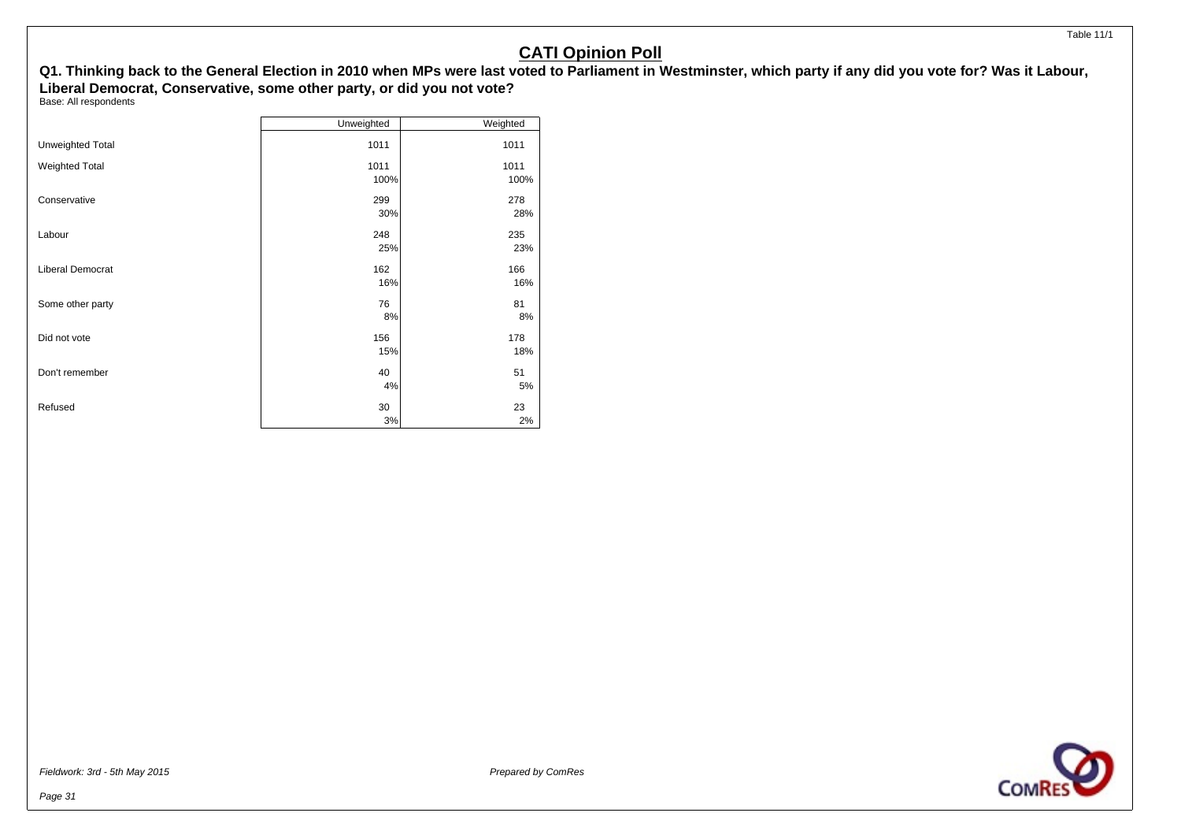# CATI Opinion Poll

**Q1. Thinking back to the General Election in 2010 when MPs were last voted to Parliament in Westminster, which party if any did you vote for? Was it Labour, Liberal Democrat, Conservative, some other party, or did you not vote?**

Base: All respondents

| | Unweighted | Weighted |
|---|---|---|
| Unweighted Total | 1011 | 1011 |
| Weighted Total | 1011<br>100% | 1011<br>100% |
| Conservative | 299<br>30% | 278<br>28% |
| Labour | 248<br>25% | 235<br>23% |
| Liberal Democrat | 162<br>16% | 166<br>16% |
| Some other party | 76<br>8% | 81<br>8% |
| Did not vote | 156<br>15% | 178<br>18% |
| Don't remember | 40<br>4% | 51<br>5% |
| Refused | 30<br>3% | 23<br>2% |

*Fieldwork: 3rd - 5th May 2015*

*Prepared by ComRes*